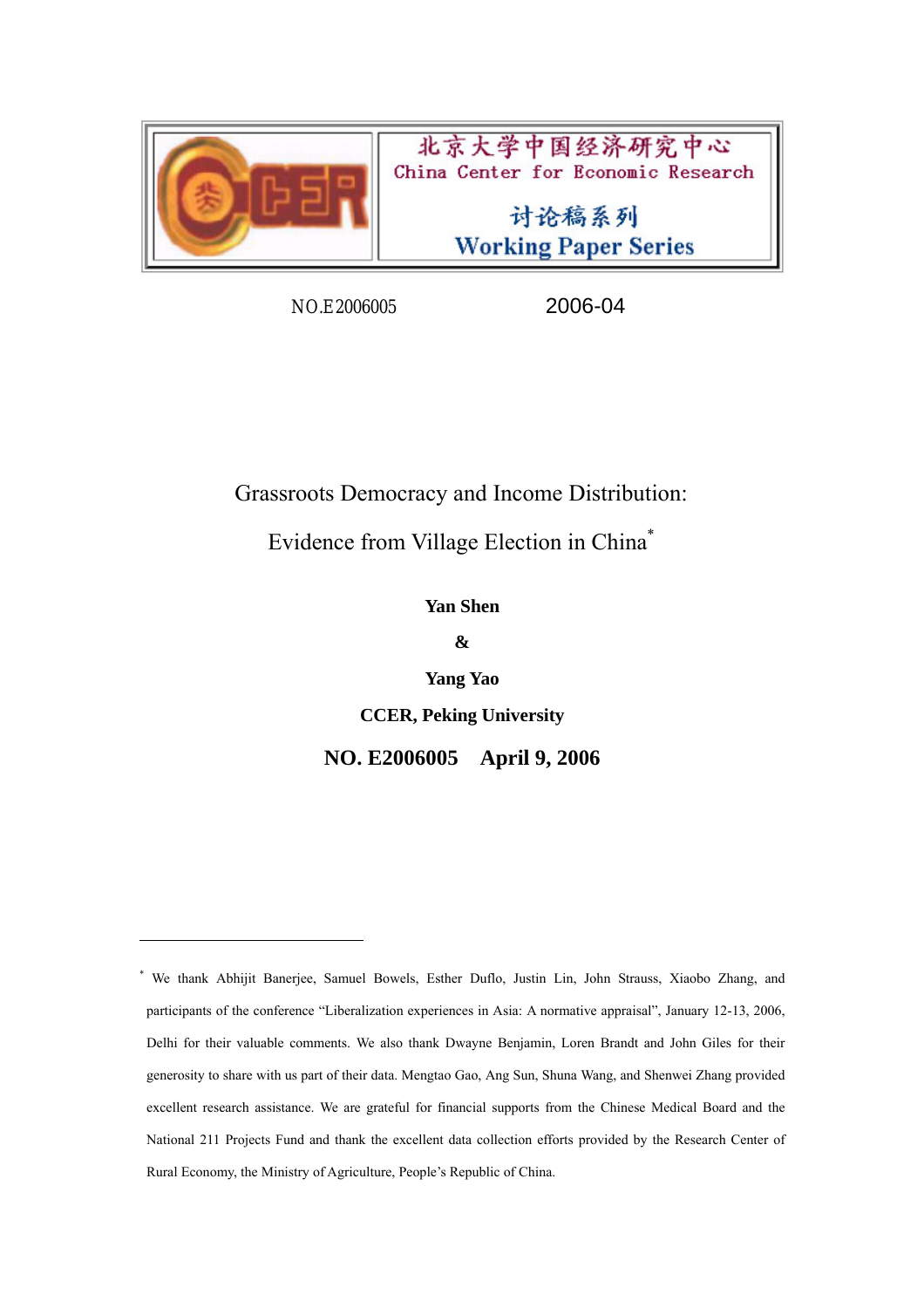北京大学中国经济研究中心
China Center for Economic Research

讨论稿系列
Working Paper Series

NO.E2006005 2006-04

# Grassroots Democracy and Income Distribution: Evidence from Village Election in China*

**Yan Shen**

**&**

**Yang Yao**

**CCER, Peking University**

**NO. E2006005 April 9, 2006**

---

* We thank Abhijit Banerjee, Samuel Bowels, Esther Duflo, Justin Lin, John Strauss, Xiaobo Zhang, and participants of the conference "Liberalization experiences in Asia: A normative appraisal", January 12-13, 2006, Delhi for their valuable comments. We also thank Dwayne Benjamin, Loren Brandt and John Giles for their generosity to share with us part of their data. Mengtao Gao, Ang Sun, Shuna Wang, and Shenwei Zhang provided excellent research assistance. We are grateful for financial supports from the Chinese Medical Board and the National 211 Projects Fund and thank the excellent data collection efforts provided by the Research Center of Rural Economy, the Ministry of Agriculture, People's Republic of China.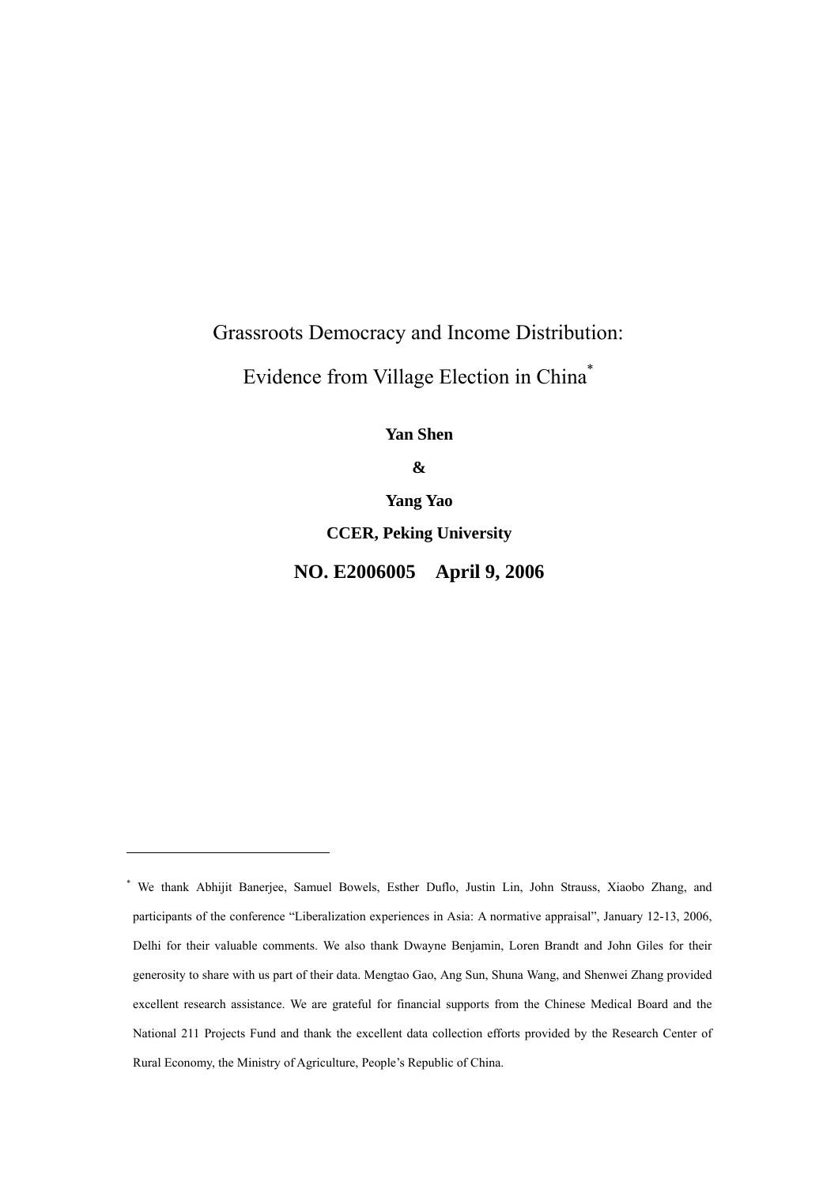# Grassroots Democracy and Income Distribution:

# Evidence from Village Election in China[*]

**Yan Shen**

**&**

**Yang Yao**

**CCER, Peking University**

**NO. E2006005 April 9, 2006**

---

[*] We thank Abhijit Banerjee, Samuel Bowels, Esther Duflo, Justin Lin, John Strauss, Xiaobo Zhang, and participants of the conference "Liberalization experiences in Asia: A normative appraisal", January 12-13, 2006, Delhi for their valuable comments. We also thank Dwayne Benjamin, Loren Brandt and John Giles for their generosity to share with us part of their data. Mengtao Gao, Ang Sun, Shuna Wang, and Shenwei Zhang provided excellent research assistance. We are grateful for financial supports from the Chinese Medical Board and the National 211 Projects Fund and thank the excellent data collection efforts provided by the Research Center of Rural Economy, the Ministry of Agriculture, People's Republic of China.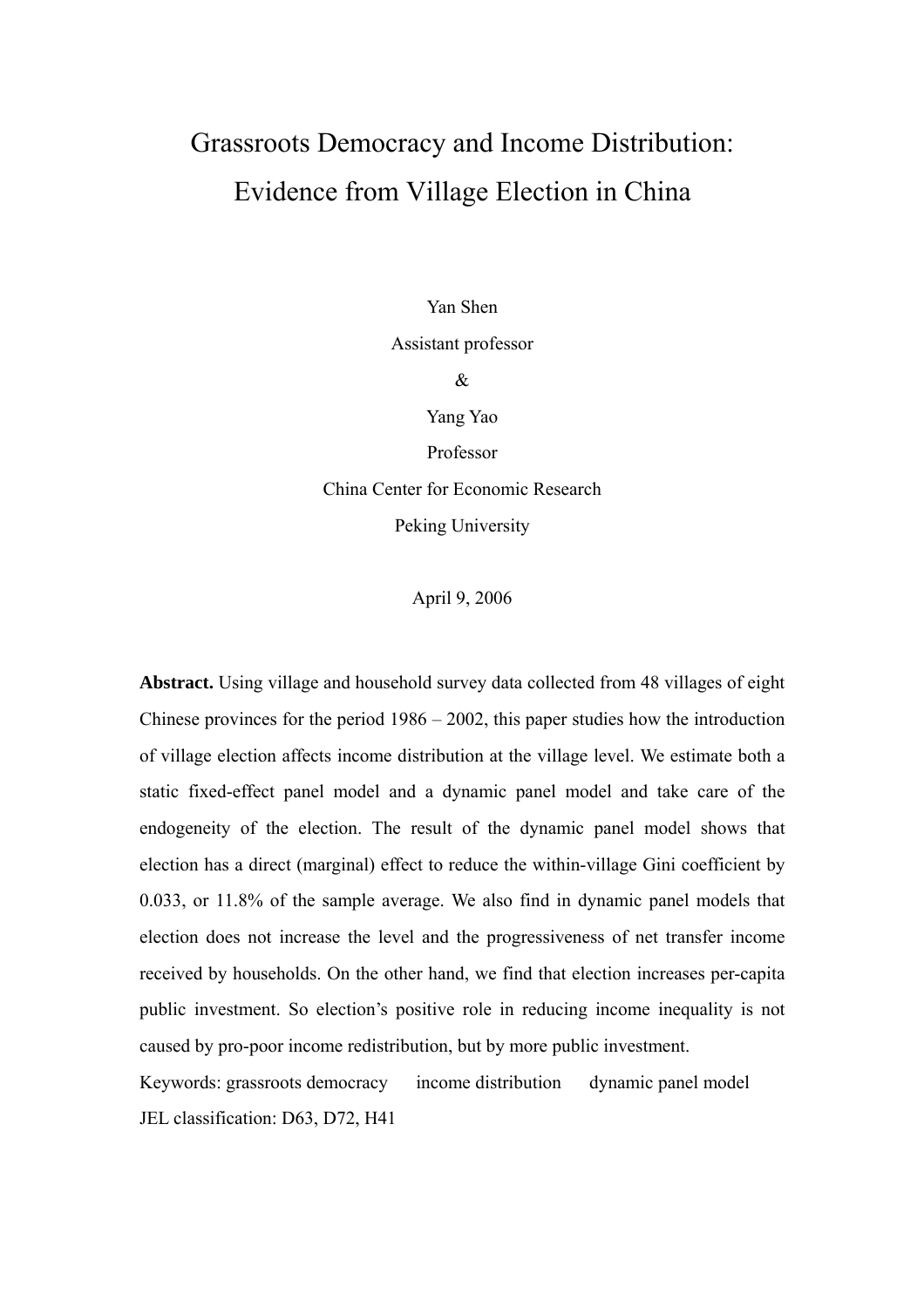# Grassroots Democracy and Income Distribution: Evidence from Village Election in China

Yan Shen

Assistant professor

&

Yang Yao

Professor

China Center for Economic Research

Peking University

April 9, 2006

**Abstract.** Using village and household survey data collected from 48 villages of eight Chinese provinces for the period 1986 – 2002, this paper studies how the introduction of village election affects income distribution at the village level. We estimate both a static fixed-effect panel model and a dynamic panel model and take care of the endogeneity of the election. The result of the dynamic panel model shows that election has a direct (marginal) effect to reduce the within-village Gini coefficient by 0.033, or 11.8% of the sample average. We also find in dynamic panel models that election does not increase the level and the progressiveness of net transfer income received by households. On the other hand, we find that election increases per-capita public investment. So election's positive role in reducing income inequality is not caused by pro-poor income redistribution, but by more public investment.

Keywords: grassroots democracy  income distribution  dynamic panel model

JEL classification: D63, D72, H41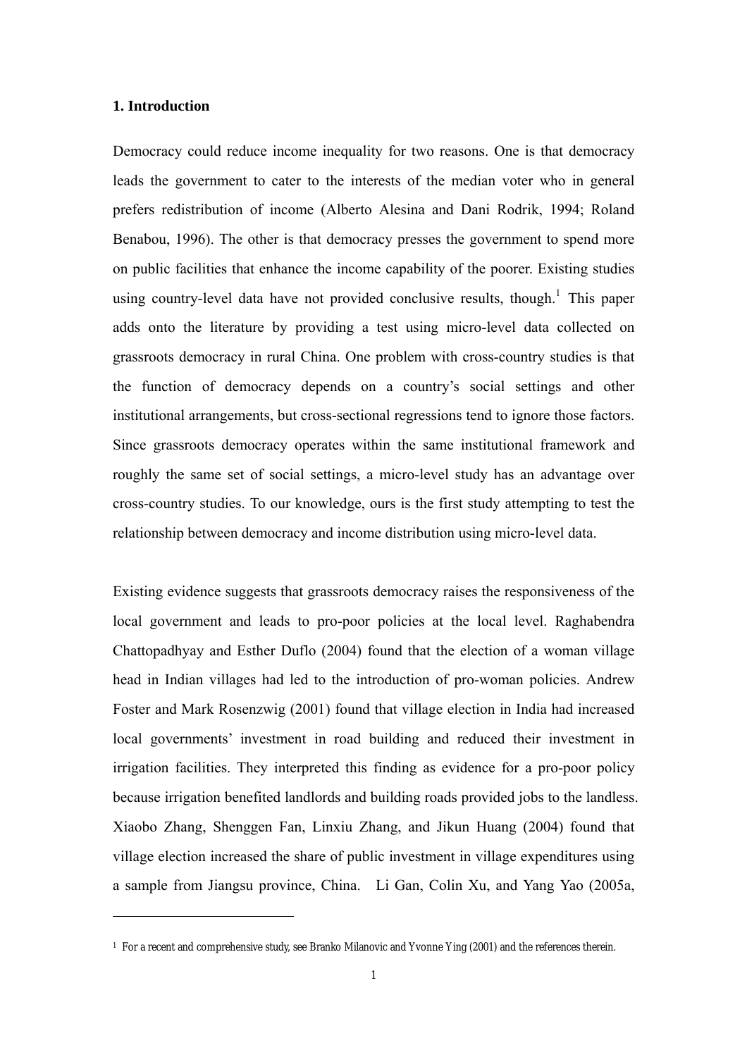## 1. Introduction

Democracy could reduce income inequality for two reasons. One is that democracy leads the government to cater to the interests of the median voter who in general prefers redistribution of income (Alberto Alesina and Dani Rodrik, 1994; Roland Benabou, 1996). The other is that democracy presses the government to spend more on public facilities that enhance the income capability of the poorer. Existing studies using country-level data have not provided conclusive results, though.[1] This paper adds onto the literature by providing a test using micro-level data collected on grassroots democracy in rural China. One problem with cross-country studies is that the function of democracy depends on a country's social settings and other institutional arrangements, but cross-sectional regressions tend to ignore those factors. Since grassroots democracy operates within the same institutional framework and roughly the same set of social settings, a micro-level study has an advantage over cross-country studies. To our knowledge, ours is the first study attempting to test the relationship between democracy and income distribution using micro-level data.

Existing evidence suggests that grassroots democracy raises the responsiveness of the local government and leads to pro-poor policies at the local level. Raghabendra Chattopadhyay and Esther Duflo (2004) found that the election of a woman village head in Indian villages had led to the introduction of pro-woman policies. Andrew Foster and Mark Rosenzwig (2001) found that village election in India had increased local governments' investment in road building and reduced their investment in irrigation facilities. They interpreted this finding as evidence for a pro-poor policy because irrigation benefited landlords and building roads provided jobs to the landless. Xiaobo Zhang, Shenggen Fan, Linxiu Zhang, and Jikun Huang (2004) found that village election increased the share of public investment in village expenditures using a sample from Jiangsu province, China. Li Gan, Colin Xu, and Yang Yao (2005a,

---

[1] For a recent and comprehensive study, see Branko Milanovic and Yvonne Ying (2001) and the references therein.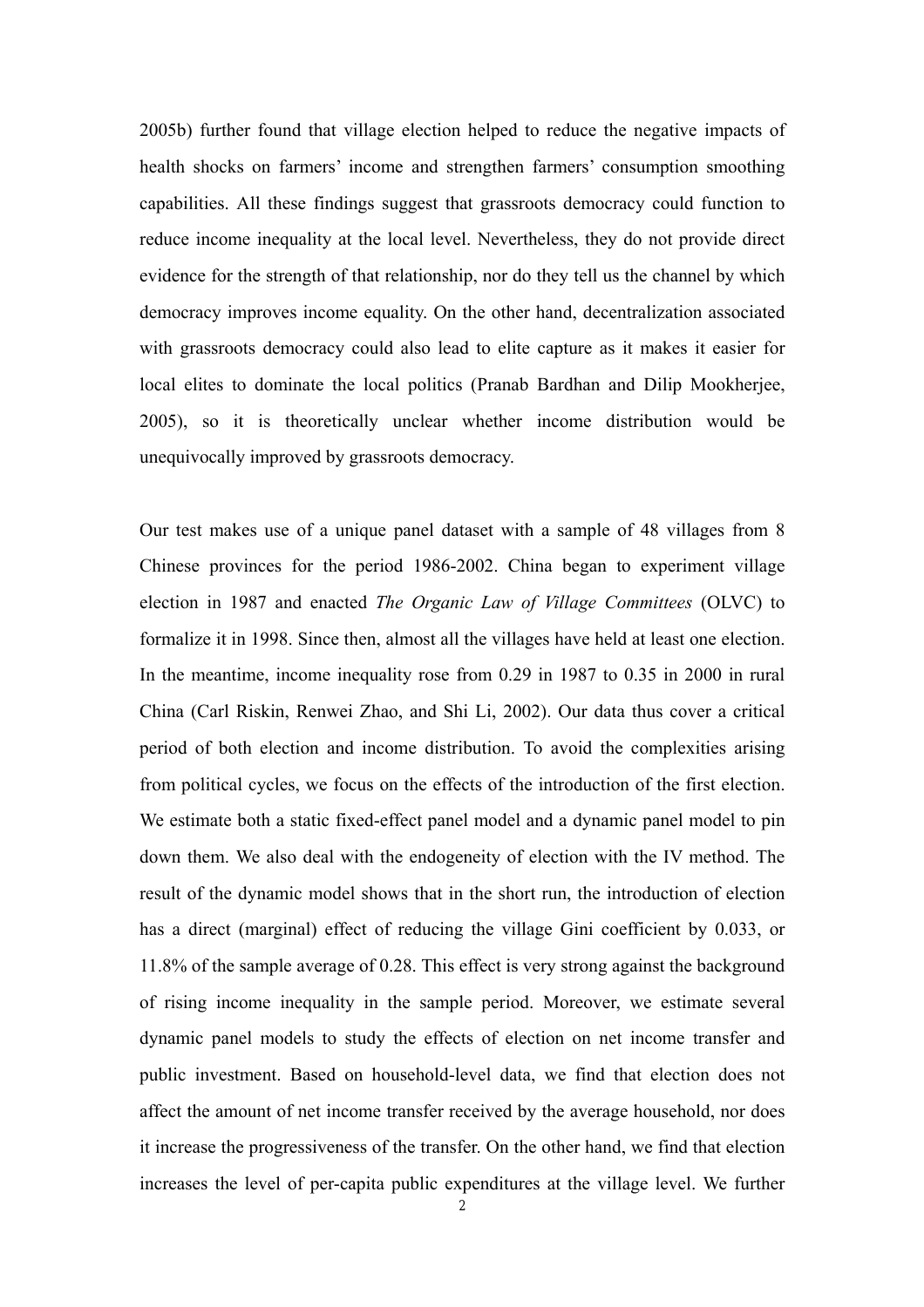2005b) further found that village election helped to reduce the negative impacts of health shocks on farmers' income and strengthen farmers' consumption smoothing capabilities. All these findings suggest that grassroots democracy could function to reduce income inequality at the local level. Nevertheless, they do not provide direct evidence for the strength of that relationship, nor do they tell us the channel by which democracy improves income equality. On the other hand, decentralization associated with grassroots democracy could also lead to elite capture as it makes it easier for local elites to dominate the local politics (Pranab Bardhan and Dilip Mookherjee, 2005), so it is theoretically unclear whether income distribution would be unequivocally improved by grassroots democracy.

Our test makes use of a unique panel dataset with a sample of 48 villages from 8 Chinese provinces for the period 1986-2002. China began to experiment village election in 1987 and enacted *The Organic Law of Village Committees* (OLVC) to formalize it in 1998. Since then, almost all the villages have held at least one election. In the meantime, income inequality rose from 0.29 in 1987 to 0.35 in 2000 in rural China (Carl Riskin, Renwei Zhao, and Shi Li, 2002). Our data thus cover a critical period of both election and income distribution. To avoid the complexities arising from political cycles, we focus on the effects of the introduction of the first election. We estimate both a static fixed-effect panel model and a dynamic panel model to pin down them. We also deal with the endogeneity of election with the IV method. The result of the dynamic model shows that in the short run, the introduction of election has a direct (marginal) effect of reducing the village Gini coefficient by 0.033, or 11.8% of the sample average of 0.28. This effect is very strong against the background of rising income inequality in the sample period. Moreover, we estimate several dynamic panel models to study the effects of election on net income transfer and public investment. Based on household-level data, we find that election does not affect the amount of net income transfer received by the average household, nor does it increase the progressiveness of the transfer. On the other hand, we find that election increases the level of per-capita public expenditures at the village level. We further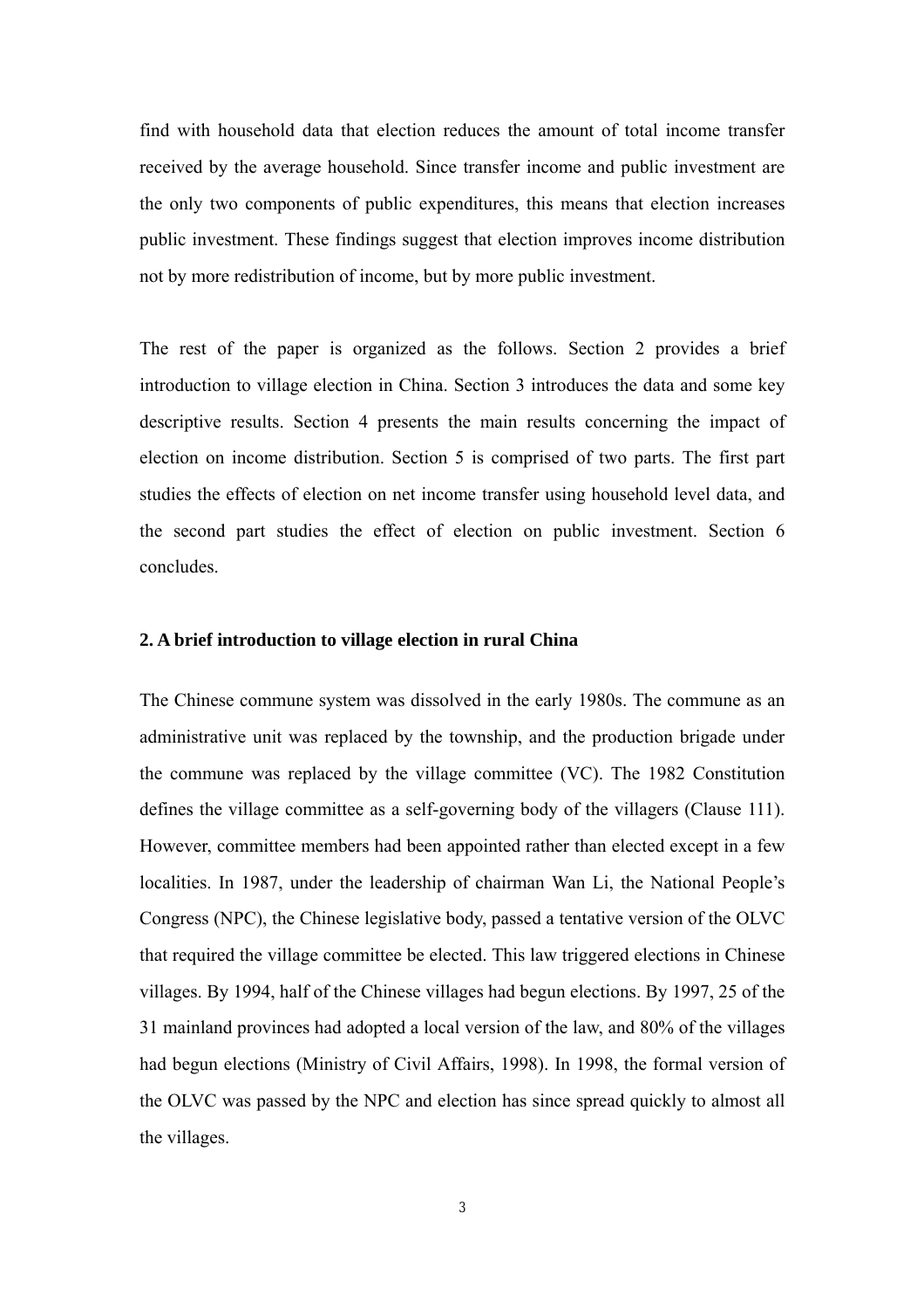find with household data that election reduces the amount of total income transfer received by the average household. Since transfer income and public investment are the only two components of public expenditures, this means that election increases public investment. These findings suggest that election improves income distribution not by more redistribution of income, but by more public investment.

The rest of the paper is organized as the follows. Section 2 provides a brief introduction to village election in China. Section 3 introduces the data and some key descriptive results. Section 4 presents the main results concerning the impact of election on income distribution. Section 5 is comprised of two parts. The first part studies the effects of election on net income transfer using household level data, and the second part studies the effect of election on public investment. Section 6 concludes.

## 2. A brief introduction to village election in rural China

The Chinese commune system was dissolved in the early 1980s. The commune as an administrative unit was replaced by the township, and the production brigade under the commune was replaced by the village committee (VC). The 1982 Constitution defines the village committee as a self-governing body of the villagers (Clause 111). However, committee members had been appointed rather than elected except in a few localities. In 1987, under the leadership of chairman Wan Li, the National People's Congress (NPC), the Chinese legislative body, passed a tentative version of the OLVC that required the village committee be elected. This law triggered elections in Chinese villages. By 1994, half of the Chinese villages had begun elections. By 1997, 25 of the 31 mainland provinces had adopted a local version of the law, and 80% of the villages had begun elections (Ministry of Civil Affairs, 1998). In 1998, the formal version of the OLVC was passed by the NPC and election has since spread quickly to almost all the villages.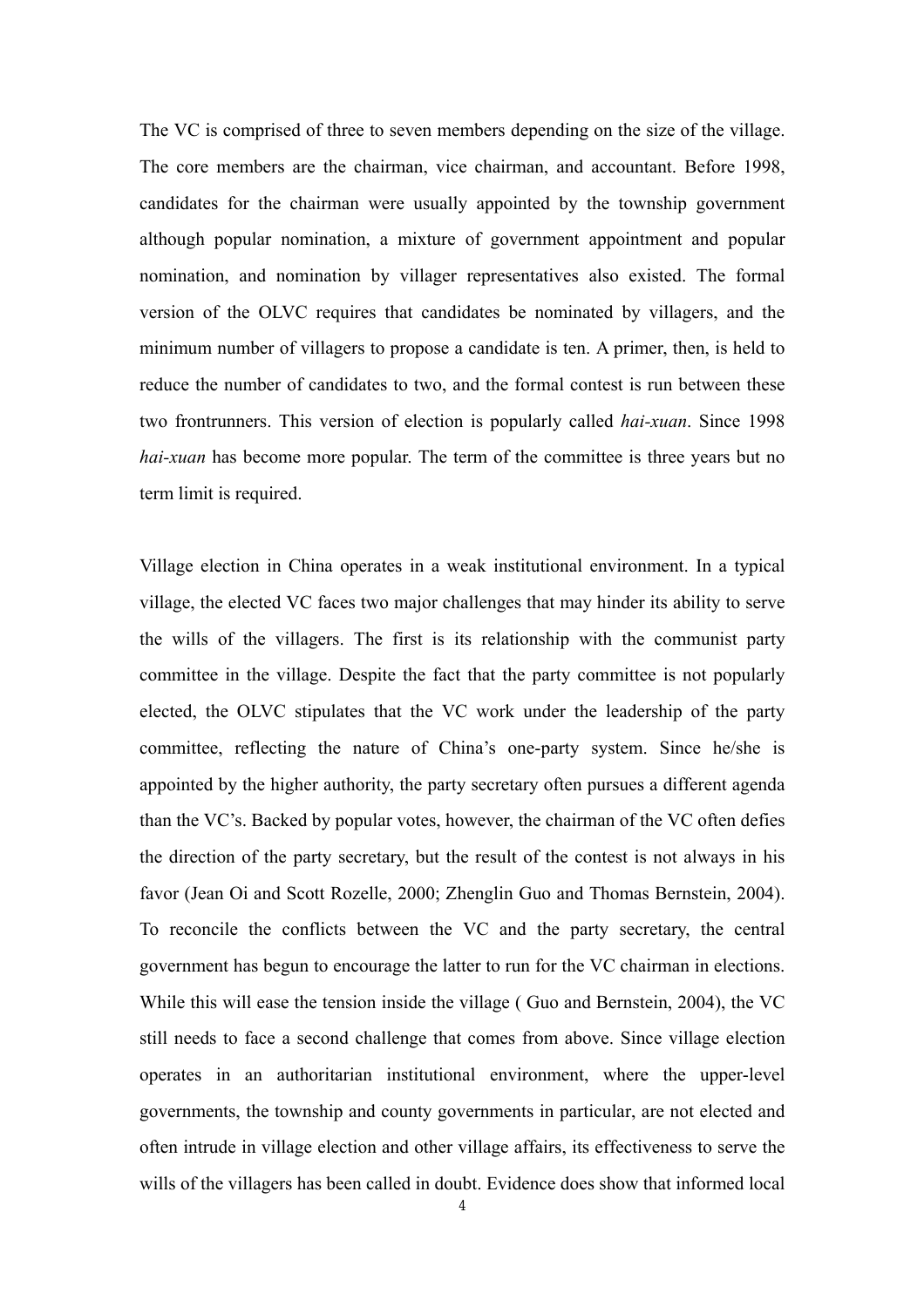The VC is comprised of three to seven members depending on the size of the village. The core members are the chairman, vice chairman, and accountant. Before 1998, candidates for the chairman were usually appointed by the township government although popular nomination, a mixture of government appointment and popular nomination, and nomination by villager representatives also existed. The formal version of the OLVC requires that candidates be nominated by villagers, and the minimum number of villagers to propose a candidate is ten. A primer, then, is held to reduce the number of candidates to two, and the formal contest is run between these two frontrunners. This version of election is popularly called *hai-xuan*. Since 1998 *hai-xuan* has become more popular. The term of the committee is three years but no term limit is required.

Village election in China operates in a weak institutional environment. In a typical village, the elected VC faces two major challenges that may hinder its ability to serve the wills of the villagers. The first is its relationship with the communist party committee in the village. Despite the fact that the party committee is not popularly elected, the OLVC stipulates that the VC work under the leadership of the party committee, reflecting the nature of China's one-party system. Since he/she is appointed by the higher authority, the party secretary often pursues a different agenda than the VC's. Backed by popular votes, however, the chairman of the VC often defies the direction of the party secretary, but the result of the contest is not always in his favor (Jean Oi and Scott Rozelle, 2000; Zhenglin Guo and Thomas Bernstein, 2004). To reconcile the conflicts between the VC and the party secretary, the central government has begun to encourage the latter to run for the VC chairman in elections. While this will ease the tension inside the village ( Guo and Bernstein, 2004), the VC still needs to face a second challenge that comes from above. Since village election operates in an authoritarian institutional environment, where the upper-level governments, the township and county governments in particular, are not elected and often intrude in village election and other village affairs, its effectiveness to serve the wills of the villagers has been called in doubt. Evidence does show that informed local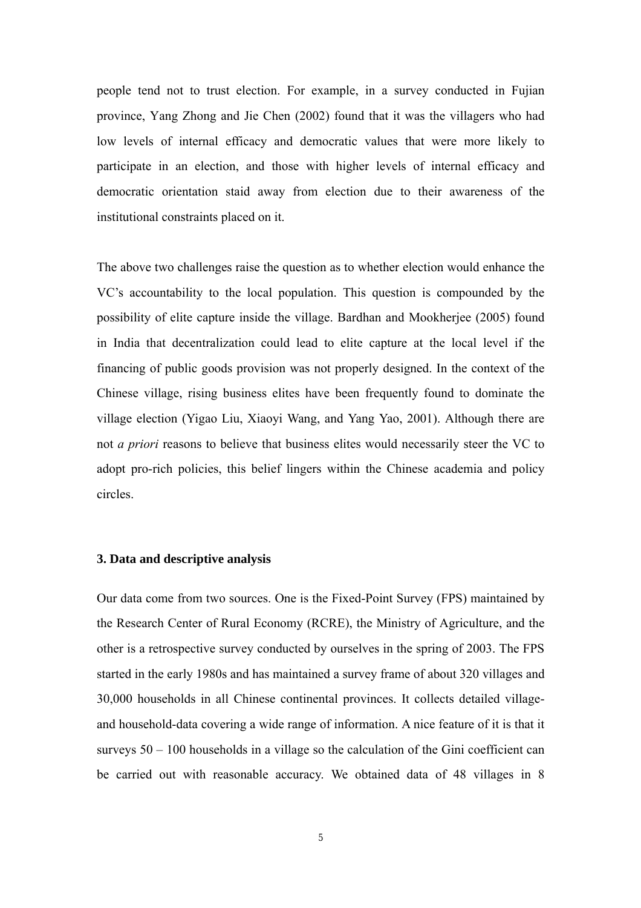people tend not to trust election. For example, in a survey conducted in Fujian province, Yang Zhong and Jie Chen (2002) found that it was the villagers who had low levels of internal efficacy and democratic values that were more likely to participate in an election, and those with higher levels of internal efficacy and democratic orientation staid away from election due to their awareness of the institutional constraints placed on it.

The above two challenges raise the question as to whether election would enhance the VC's accountability to the local population. This question is compounded by the possibility of elite capture inside the village. Bardhan and Mookherjee (2005) found in India that decentralization could lead to elite capture at the local level if the financing of public goods provision was not properly designed. In the context of the Chinese village, rising business elites have been frequently found to dominate the village election (Yigao Liu, Xiaoyi Wang, and Yang Yao, 2001). Although there are not *a priori* reasons to believe that business elites would necessarily steer the VC to adopt pro-rich policies, this belief lingers within the Chinese academia and policy circles.

## 3. Data and descriptive analysis

Our data come from two sources. One is the Fixed-Point Survey (FPS) maintained by the Research Center of Rural Economy (RCRE), the Ministry of Agriculture, and the other is a retrospective survey conducted by ourselves in the spring of 2003. The FPS started in the early 1980s and has maintained a survey frame of about 320 villages and 30,000 households in all Chinese continental provinces. It collects detailed village- and household-data covering a wide range of information. A nice feature of it is that it surveys 50 – 100 households in a village so the calculation of the Gini coefficient can be carried out with reasonable accuracy. We obtained data of 48 villages in 8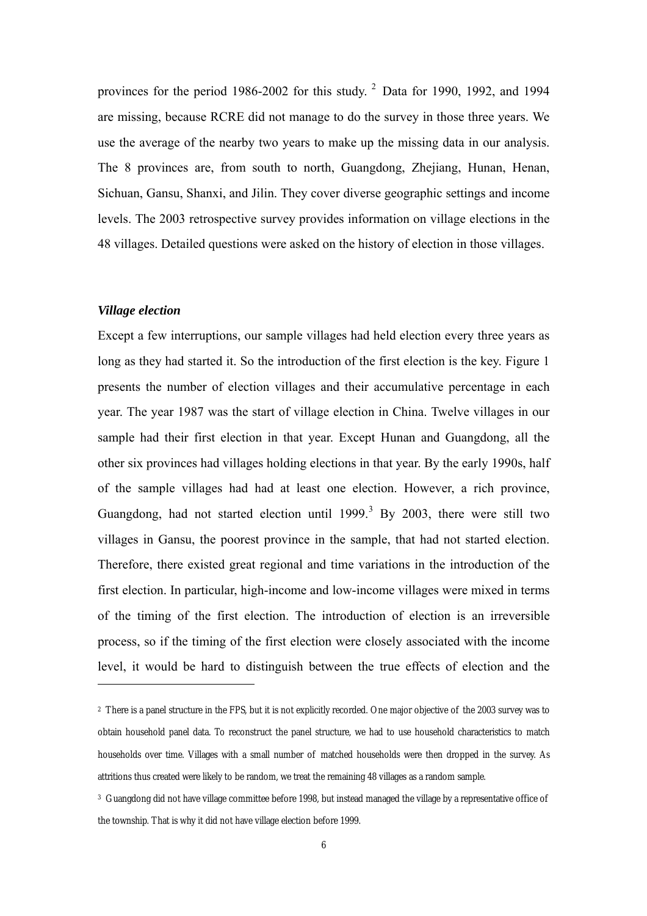provinces for the period 1986-2002 for this study. [2] Data for 1990, 1992, and 1994 are missing, because RCRE did not manage to do the survey in those three years. We use the average of the nearby two years to make up the missing data in our analysis. The 8 provinces are, from south to north, Guangdong, Zhejiang, Hunan, Henan, Sichuan, Gansu, Shanxi, and Jilin. They cover diverse geographic settings and income levels. The 2003 retrospective survey provides information on village elections in the 48 villages. Detailed questions were asked on the history of election in those villages.

***Village election***

Except a few interruptions, our sample villages had held election every three years as long as they had started it. So the introduction of the first election is the key. Figure 1 presents the number of election villages and their accumulative percentage in each year. The year 1987 was the start of village election in China. Twelve villages in our sample had their first election in that year. Except Hunan and Guangdong, all the other six provinces had villages holding elections in that year. By the early 1990s, half of the sample villages had had at least one election. However, a rich province, Guangdong, had not started election until 1999. [3] By 2003, there were still two villages in Gansu, the poorest province in the sample, that had not started election. Therefore, there existed great regional and time variations in the introduction of the first election. In particular, high-income and low-income villages were mixed in terms of the timing of the first election. The introduction of election is an irreversible process, so if the timing of the first election were closely associated with the income level, it would be hard to distinguish between the true effects of election and the

---

[2] There is a panel structure in the FPS, but it is not explicitly recorded. One major objective of the 2003 survey was to obtain household panel data. To reconstruct the panel structure, we had to use household characteristics to match households over time. Villages with a small number of matched households were then dropped in the survey. As attritions thus created were likely to be random, we treat the remaining 48 villages as a random sample.

[3] Guangdong did not have village committee before 1998, but instead managed the village by a representative office of the township. That is why it did not have village election before 1999.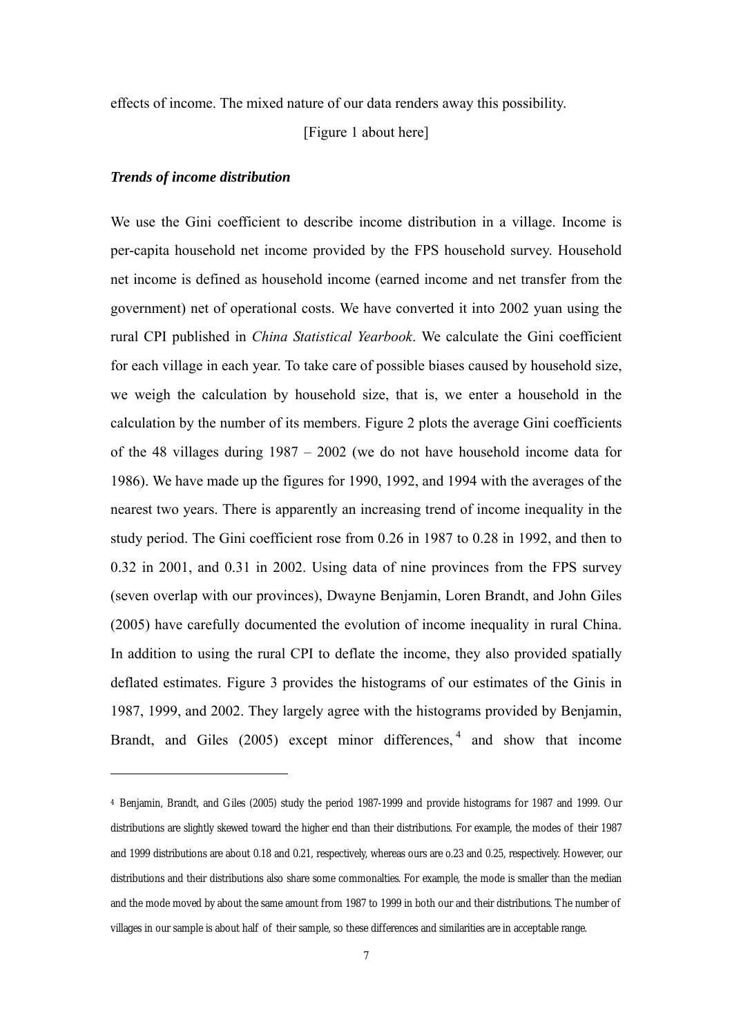effects of income. The mixed nature of our data renders away this possibility.

[Figure 1 about here]

***Trends of income distribution***

We use the Gini coefficient to describe income distribution in a village. Income is per-capita household net income provided by the FPS household survey. Household net income is defined as household income (earned income and net transfer from the government) net of operational costs. We have converted it into 2002 yuan using the rural CPI published in *China Statistical Yearbook*. We calculate the Gini coefficient for each village in each year. To take care of possible biases caused by household size, we weigh the calculation by household size, that is, we enter a household in the calculation by the number of its members. Figure 2 plots the average Gini coefficients of the 48 villages during 1987 – 2002 (we do not have household income data for 1986). We have made up the figures for 1990, 1992, and 1994 with the averages of the nearest two years. There is apparently an increasing trend of income inequality in the study period. The Gini coefficient rose from 0.26 in 1987 to 0.28 in 1992, and then to 0.32 in 2001, and 0.31 in 2002. Using data of nine provinces from the FPS survey (seven overlap with our provinces), Dwayne Benjamin, Loren Brandt, and John Giles (2005) have carefully documented the evolution of income inequality in rural China. In addition to using the rural CPI to deflate the income, they also provided spatially deflated estimates. Figure 3 provides the histograms of our estimates of the Ginis in 1987, 1999, and 2002. They largely agree with the histograms provided by Benjamin, Brandt, and Giles (2005) except minor differences,[4] and show that income

---

[4] Benjamin, Brandt, and Giles (2005) study the period 1987-1999 and provide histograms for 1987 and 1999. Our distributions are slightly skewed toward the higher end than their distributions. For example, the modes of their 1987 and 1999 distributions are about 0.18 and 0.21, respectively, whereas ours are o.23 and 0.25, respectively. However, our distributions and their distributions also share some commonalties. For example, the mode is smaller than the median and the mode moved by about the same amount from 1987 to 1999 in both our and their distributions. The number of villages in our sample is about half of their sample, so these differences and similarities are in acceptable range.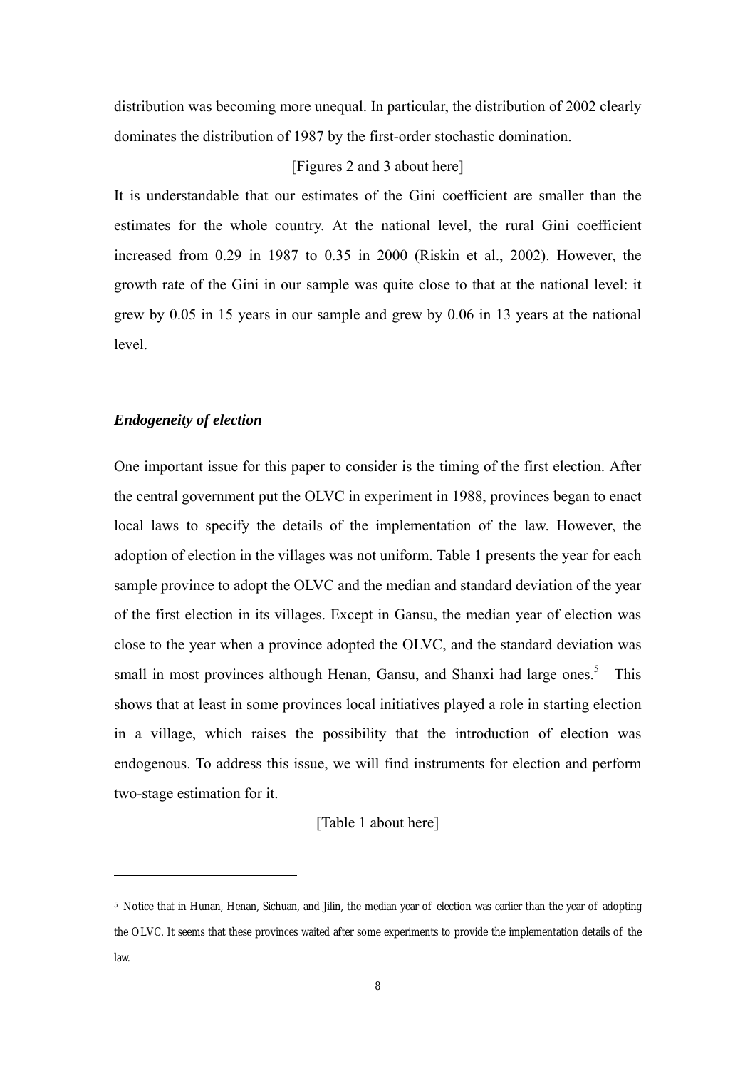distribution was becoming more unequal. In particular, the distribution of 2002 clearly dominates the distribution of 1987 by the first-order stochastic domination.

[Figures 2 and 3 about here]

It is understandable that our estimates of the Gini coefficient are smaller than the estimates for the whole country. At the national level, the rural Gini coefficient increased from 0.29 in 1987 to 0.35 in 2000 (Riskin et al., 2002). However, the growth rate of the Gini in our sample was quite close to that at the national level: it grew by 0.05 in 15 years in our sample and grew by 0.06 in 13 years at the national level.

### *Endogeneity of election*

One important issue for this paper to consider is the timing of the first election. After the central government put the OLVC in experiment in 1988, provinces began to enact local laws to specify the details of the implementation of the law. However, the adoption of election in the villages was not uniform. Table 1 presents the year for each sample province to adopt the OLVC and the median and standard deviation of the year of the first election in its villages. Except in Gansu, the median year of election was close to the year when a province adopted the OLVC, and the standard deviation was small in most provinces although Henan, Gansu, and Shanxi had large ones.[5] This shows that at least in some provinces local initiatives played a role in starting election in a village, which raises the possibility that the introduction of election was endogenous. To address this issue, we will find instruments for election and perform two-stage estimation for it.

[Table 1 about here]

---

[5] Notice that in Hunan, Henan, Sichuan, and Jilin, the median year of election was earlier than the year of adopting the OLVC. It seems that these provinces waited after some experiments to provide the implementation details of the law.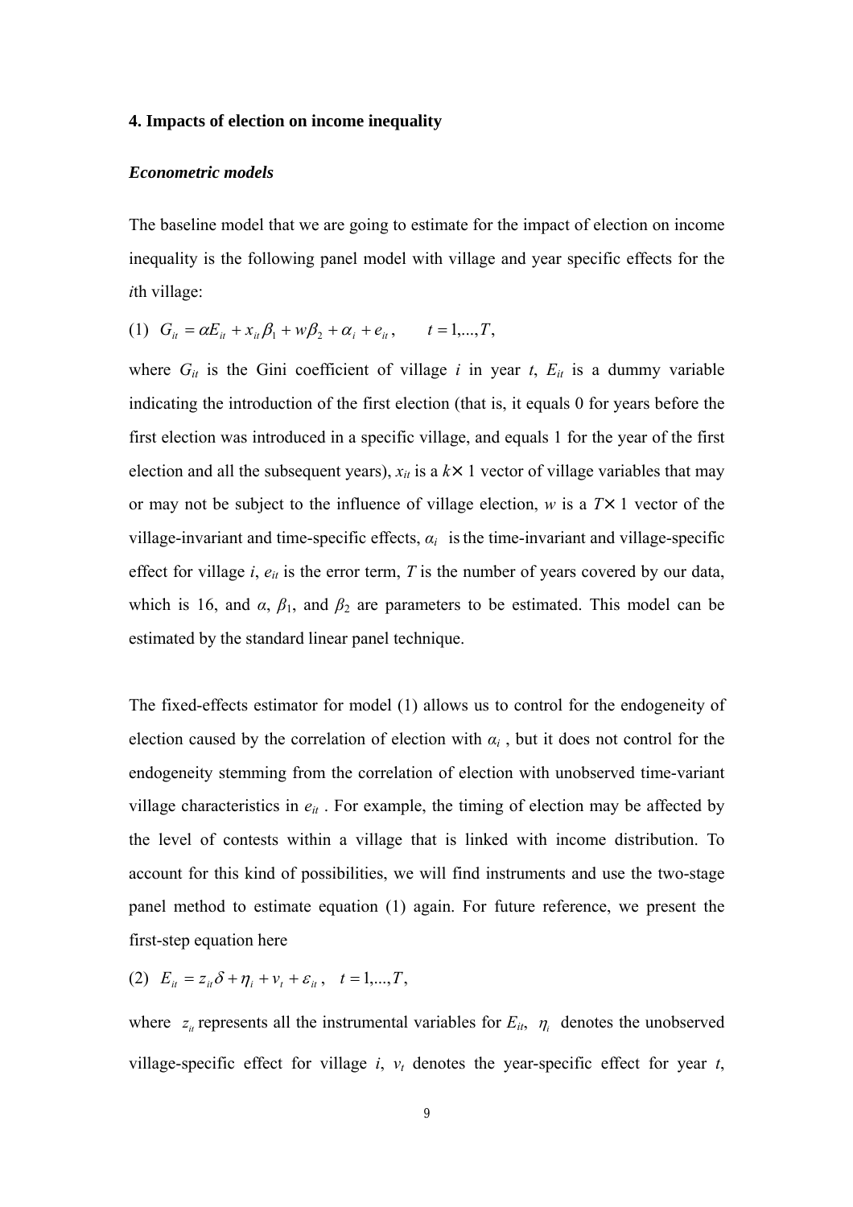### 4. Impacts of election on income inequality

#### *Econometric models*

The baseline model that we are going to estimate for the impact of election on income inequality is the following panel model with village and year specific effects for the *i*th village:

$$(1)\quad G_{it} = \alpha E_{it} + x_{it}\beta_1 + w\beta_2 + \alpha_i + e_{it}, \qquad t = 1,...,T,$$

where $G_{it}$ is the Gini coefficient of village $i$ in year $t$, $E_{it}$ is a dummy variable indicating the introduction of the first election (that is, it equals 0 for years before the first election was introduced in a specific village, and equals 1 for the year of the first election and all the subsequent years), $x_{it}$ is a $k \times 1$ vector of village variables that may or may not be subject to the influence of village election, $w$ is a $T \times 1$ vector of the village-invariant and time-specific effects, $\alpha_i$ is the time-invariant and village-specific effect for village $i$, $e_{it}$ is the error term, $T$ is the number of years covered by our data, which is 16, and $\alpha$, $\beta_1$, and $\beta_2$ are parameters to be estimated. This model can be estimated by the standard linear panel technique.

The fixed-effects estimator for model (1) allows us to control for the endogeneity of election caused by the correlation of election with $\alpha_i$, but it does not control for the endogeneity stemming from the correlation of election with unobserved time-variant village characteristics in $e_{it}$. For example, the timing of election may be affected by the level of contests within a village that is linked with income distribution. To account for this kind of possibilities, we will find instruments and use the two-stage panel method to estimate equation (1) again. For future reference, we present the first-step equation here

$$(2)\quad E_{it} = z_{it}\delta + \eta_i + v_t + \varepsilon_{it}, \quad t = 1,...,T,$$

where $z_{it}$ represents all the instrumental variables for $E_{it}$, $\eta_i$ denotes the unobserved village-specific effect for village $i$, $v_t$ denotes the year-specific effect for year $t$,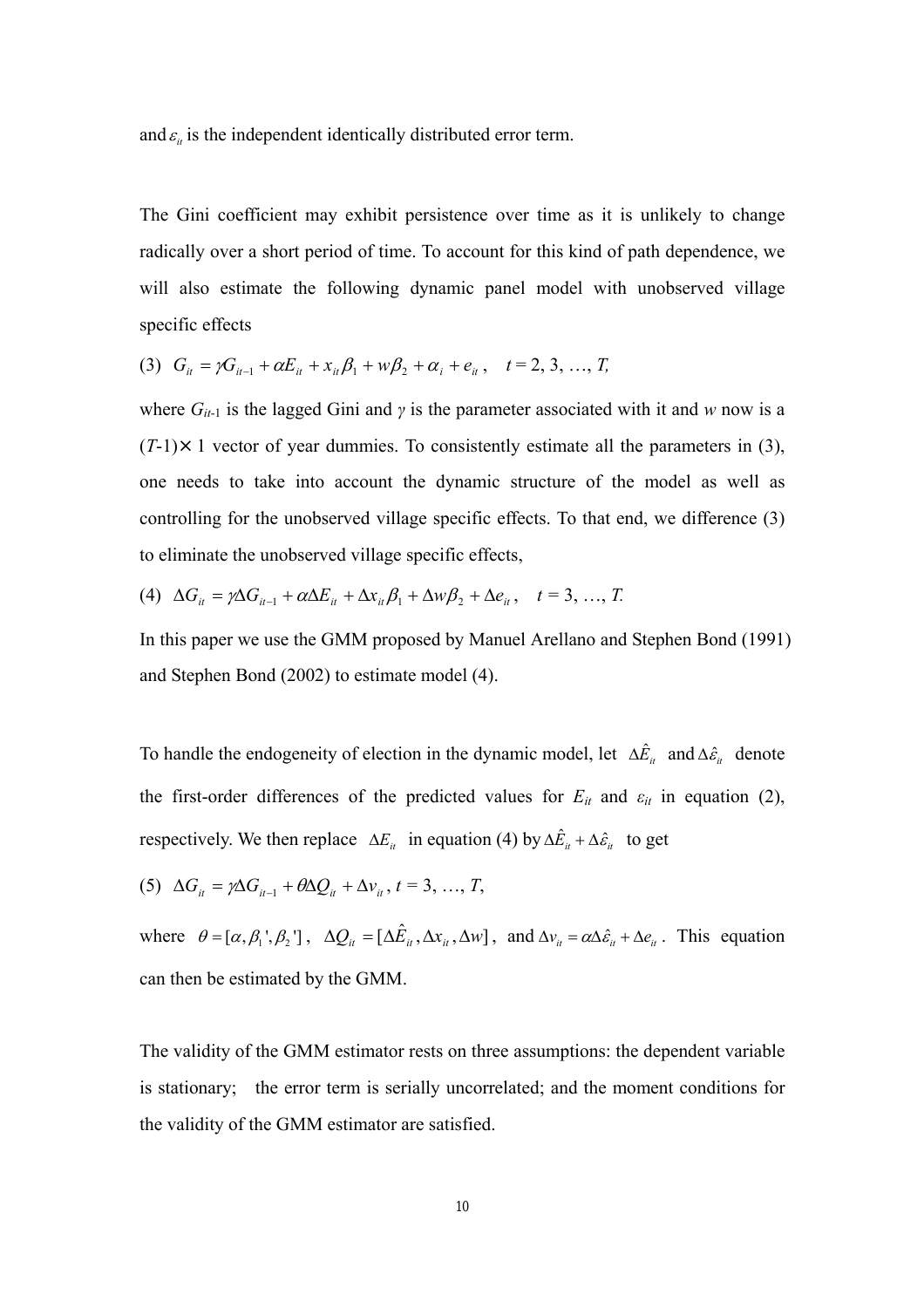and $\varepsilon_{it}$ is the independent identically distributed error term.

The Gini coefficient may exhibit persistence over time as it is unlikely to change radically over a short period of time. To account for this kind of path dependence, we will also estimate the following dynamic panel model with unobserved village specific effects

$$\text{(3)} \quad G_{it} = \gamma G_{it-1} + \alpha E_{it} + x_{it}\beta_1 + w\beta_2 + \alpha_i + e_{it}, \quad t = 2, 3, \ldots, T,$$

where $G_{it-1}$ is the lagged Gini and $\gamma$ is the parameter associated with it and $w$ now is a $(T\text{-}1)\times 1$ vector of year dummies. To consistently estimate all the parameters in (3), one needs to take into account the dynamic structure of the model as well as controlling for the unobserved village specific effects. To that end, we difference (3) to eliminate the unobserved village specific effects,

$$\text{(4)} \quad \Delta G_{it} = \gamma \Delta G_{it-1} + \alpha \Delta E_{it} + \Delta x_{it}\beta_1 + \Delta w\beta_2 + \Delta e_{it}, \quad t = 3, \ldots, T.$$

In this paper we use the GMM proposed by Manuel Arellano and Stephen Bond (1991) and Stephen Bond (2002) to estimate model (4).

To handle the endogeneity of election in the dynamic model, let $\Delta \hat{E}_{it}$ and $\Delta \hat{\varepsilon}_{it}$ denote the first-order differences of the predicted values for $E_{it}$ and $\varepsilon_{it}$ in equation (2), respectively. We then replace $\Delta E_{it}$ in equation (4) by $\Delta \hat{E}_{it} + \Delta \hat{\varepsilon}_{it}$ to get

$$\text{(5)} \quad \Delta G_{it} = \gamma \Delta G_{it-1} + \theta \Delta Q_{it} + \Delta v_{it}, \; t = 3, \ldots, T,$$

where $\theta = [\alpha, \beta_1', \beta_2']$, $\Delta Q_{it} = [\Delta \hat{E}_{it}, \Delta x_{it}, \Delta w]$, and $\Delta v_{it} = \alpha \Delta \hat{\varepsilon}_{it} + \Delta e_{it}$. This equation can then be estimated by the GMM.

The validity of the GMM estimator rests on three assumptions: the dependent variable is stationary; the error term is serially uncorrelated; and the moment conditions for the validity of the GMM estimator are satisfied.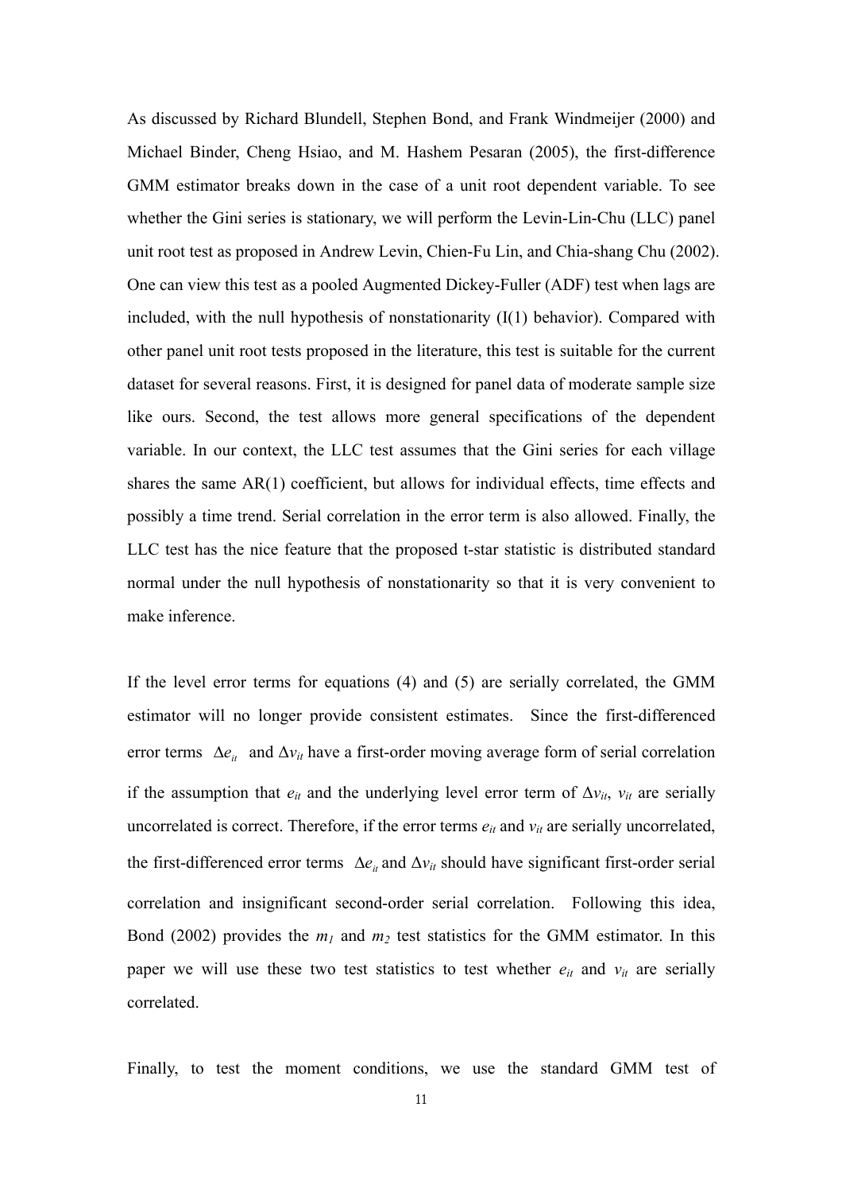As discussed by Richard Blundell, Stephen Bond, and Frank Windmeijer (2000) and Michael Binder, Cheng Hsiao, and M. Hashem Pesaran (2005), the first-difference GMM estimator breaks down in the case of a unit root dependent variable. To see whether the Gini series is stationary, we will perform the Levin-Lin-Chu (LLC) panel unit root test as proposed in Andrew Levin, Chien-Fu Lin, and Chia-shang Chu (2002). One can view this test as a pooled Augmented Dickey-Fuller (ADF) test when lags are included, with the null hypothesis of nonstationarity (I(1) behavior). Compared with other panel unit root tests proposed in the literature, this test is suitable for the current dataset for several reasons. First, it is designed for panel data of moderate sample size like ours. Second, the test allows more general specifications of the dependent variable. In our context, the LLC test assumes that the Gini series for each village shares the same AR(1) coefficient, but allows for individual effects, time effects and possibly a time trend. Serial correlation in the error term is also allowed. Finally, the LLC test has the nice feature that the proposed t-star statistic is distributed standard normal under the null hypothesis of nonstationarity so that it is very convenient to make inference.

If the level error terms for equations (4) and (5) are serially correlated, the GMM estimator will no longer provide consistent estimates. Since the first-differenced error terms $\Delta e_{it}$ and $\Delta v_{it}$ have a first-order moving average form of serial correlation if the assumption that $e_{it}$ and the underlying level error term of $\Delta v_{it}$, $v_{it}$ are serially uncorrelated is correct. Therefore, if the error terms $e_{it}$ and $v_{it}$ are serially uncorrelated, the first-differenced error terms $\Delta e_{it}$ and $\Delta v_{it}$ should have significant first-order serial correlation and insignificant second-order serial correlation. Following this idea, Bond (2002) provides the $m_1$ and $m_2$ test statistics for the GMM estimator. In this paper we will use these two test statistics to test whether $e_{it}$ and $v_{it}$ are serially correlated.

Finally, to test the moment conditions, we use the standard GMM test of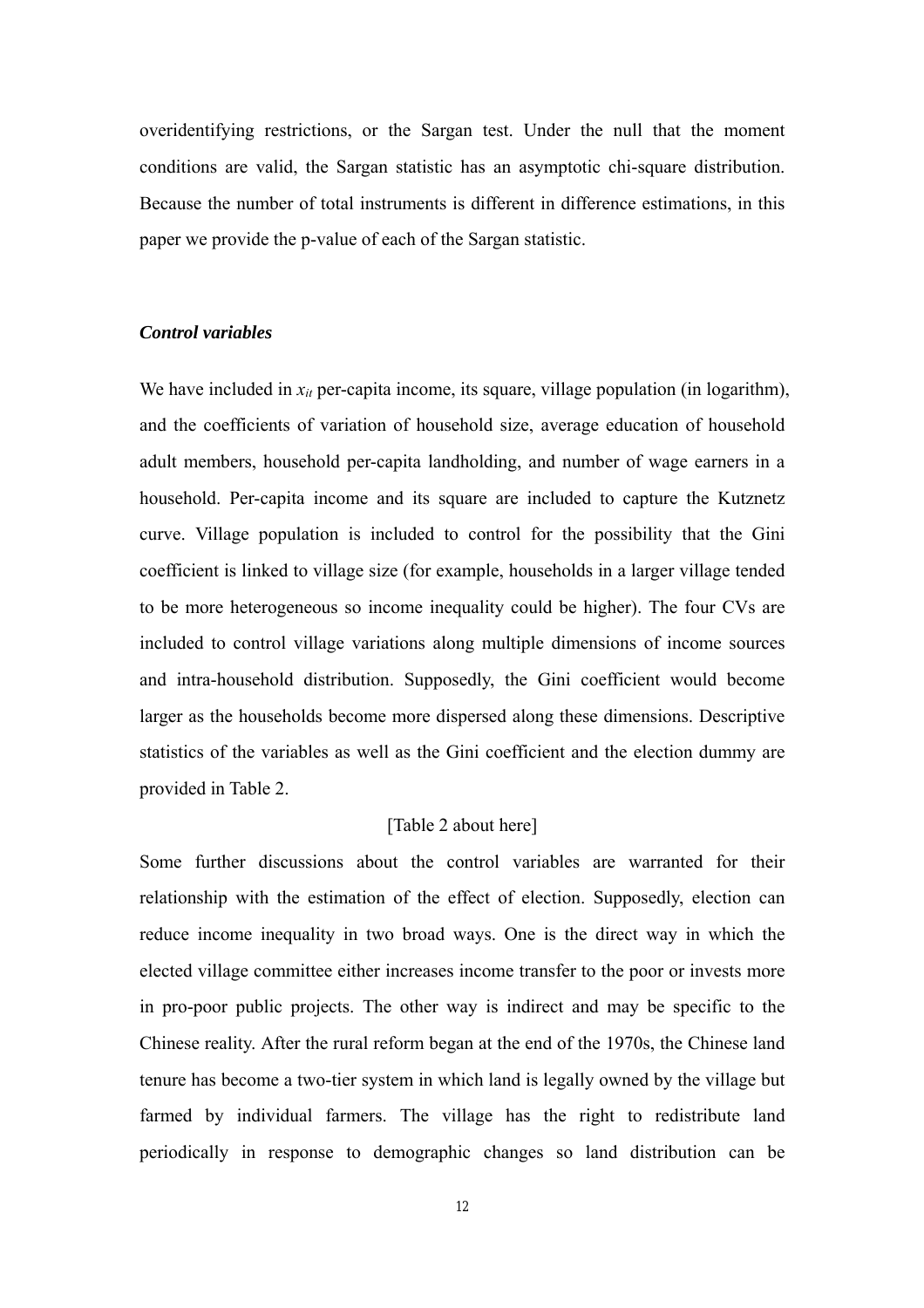overidentifying restrictions, or the Sargan test. Under the null that the moment conditions are valid, the Sargan statistic has an asymptotic chi-square distribution. Because the number of total instruments is different in difference estimations, in this paper we provide the p-value of each of the Sargan statistic.

### *Control variables*

We have included in $x_{it}$ per-capita income, its square, village population (in logarithm), and the coefficients of variation of household size, average education of household adult members, household per-capita landholding, and number of wage earners in a household. Per-capita income and its square are included to capture the Kutznetz curve. Village population is included to control for the possibility that the Gini coefficient is linked to village size (for example, households in a larger village tended to be more heterogeneous so income inequality could be higher). The four CVs are included to control village variations along multiple dimensions of income sources and intra-household distribution. Supposedly, the Gini coefficient would become larger as the households become more dispersed along these dimensions. Descriptive statistics of the variables as well as the Gini coefficient and the election dummy are provided in Table 2.

[Table 2 about here]

Some further discussions about the control variables are warranted for their relationship with the estimation of the effect of election. Supposedly, election can reduce income inequality in two broad ways. One is the direct way in which the elected village committee either increases income transfer to the poor or invests more in pro-poor public projects. The other way is indirect and may be specific to the Chinese reality. After the rural reform began at the end of the 1970s, the Chinese land tenure has become a two-tier system in which land is legally owned by the village but farmed by individual farmers. The village has the right to redistribute land periodically in response to demographic changes so land distribution can be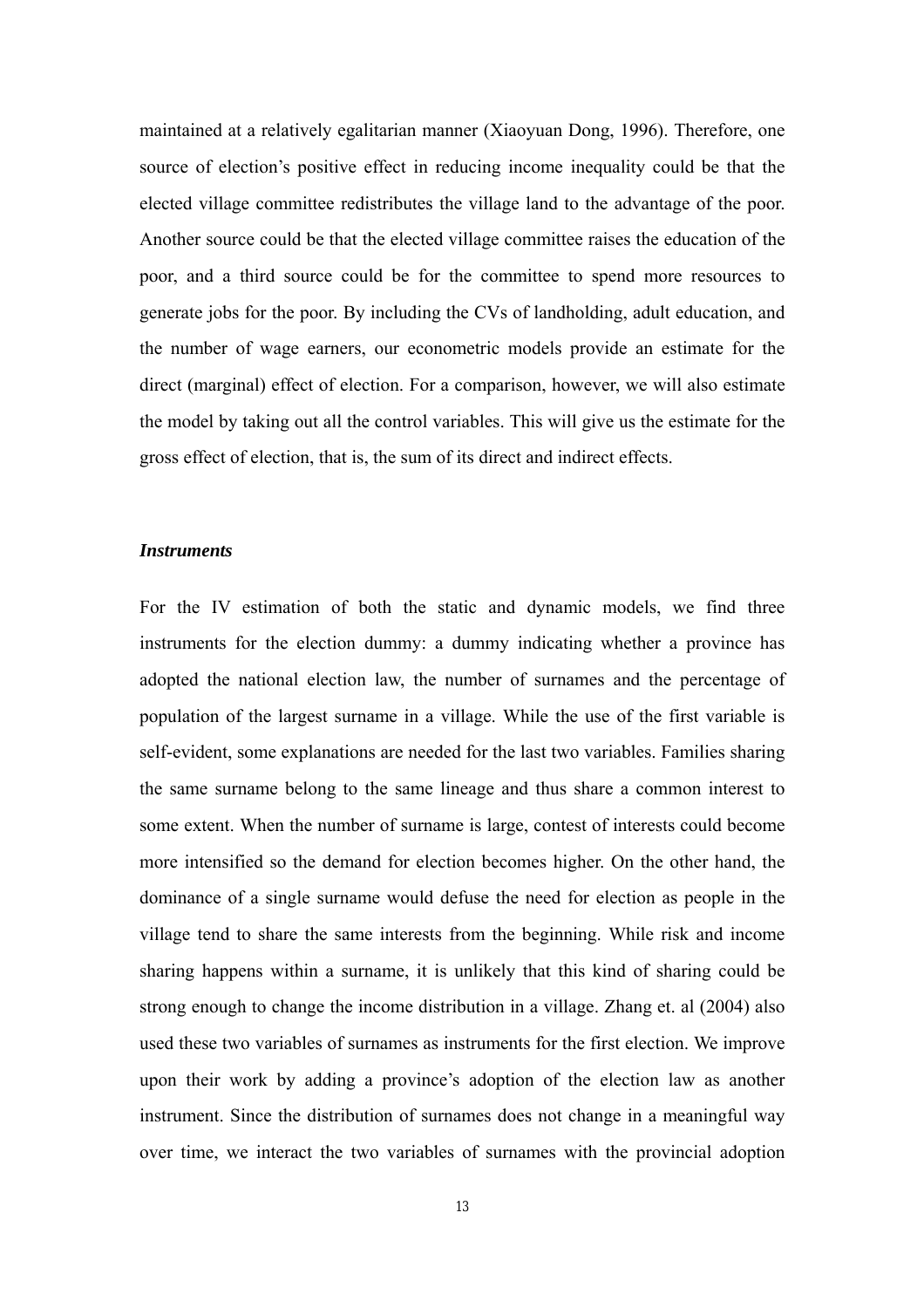maintained at a relatively egalitarian manner (Xiaoyuan Dong, 1996). Therefore, one source of election's positive effect in reducing income inequality could be that the elected village committee redistributes the village land to the advantage of the poor. Another source could be that the elected village committee raises the education of the poor, and a third source could be for the committee to spend more resources to generate jobs for the poor. By including the CVs of landholding, adult education, and the number of wage earners, our econometric models provide an estimate for the direct (marginal) effect of election. For a comparison, however, we will also estimate the model by taking out all the control variables. This will give us the estimate for the gross effect of election, that is, the sum of its direct and indirect effects.

***Instruments***

For the IV estimation of both the static and dynamic models, we find three instruments for the election dummy: a dummy indicating whether a province has adopted the national election law, the number of surnames and the percentage of population of the largest surname in a village. While the use of the first variable is self-evident, some explanations are needed for the last two variables. Families sharing the same surname belong to the same lineage and thus share a common interest to some extent. When the number of surname is large, contest of interests could become more intensified so the demand for election becomes higher. On the other hand, the dominance of a single surname would defuse the need for election as people in the village tend to share the same interests from the beginning. While risk and income sharing happens within a surname, it is unlikely that this kind of sharing could be strong enough to change the income distribution in a village. Zhang et. al (2004) also used these two variables of surnames as instruments for the first election. We improve upon their work by adding a province's adoption of the election law as another instrument. Since the distribution of surnames does not change in a meaningful way over time, we interact the two variables of surnames with the provincial adoption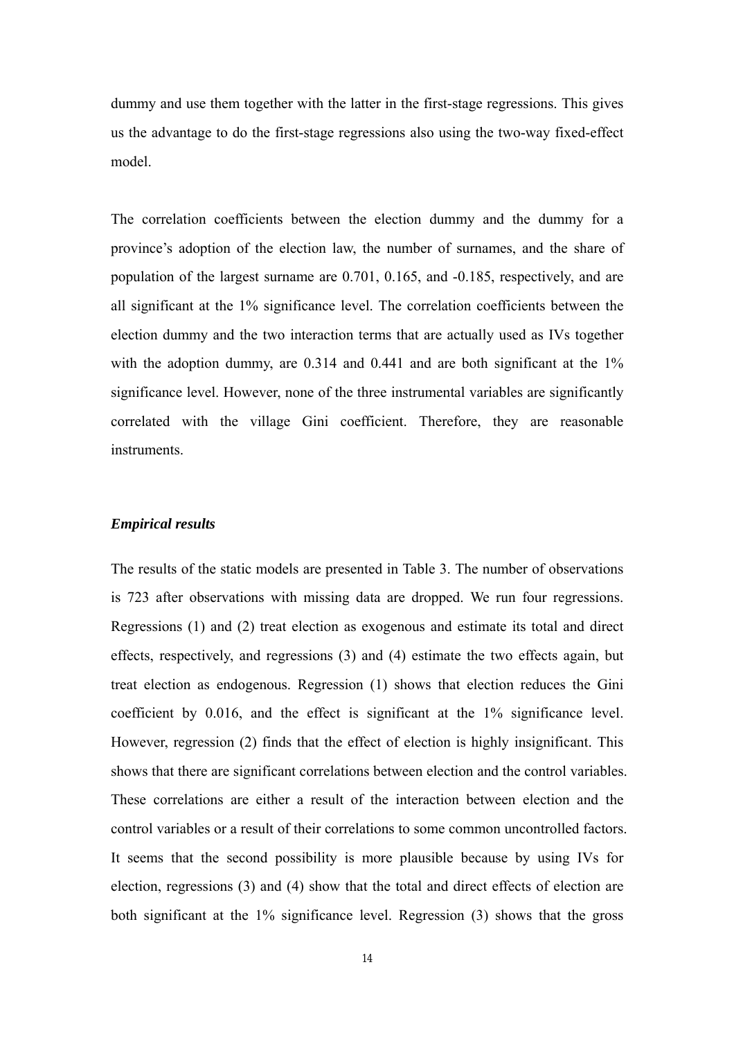dummy and use them together with the latter in the first-stage regressions. This gives us the advantage to do the first-stage regressions also using the two-way fixed-effect model.

The correlation coefficients between the election dummy and the dummy for a province's adoption of the election law, the number of surnames, and the share of population of the largest surname are 0.701, 0.165, and -0.185, respectively, and are all significant at the 1% significance level. The correlation coefficients between the election dummy and the two interaction terms that are actually used as IVs together with the adoption dummy, are 0.314 and 0.441 and are both significant at the 1% significance level. However, none of the three instrumental variables are significantly correlated with the village Gini coefficient. Therefore, they are reasonable instruments.

***Empirical results***

The results of the static models are presented in Table 3. The number of observations is 723 after observations with missing data are dropped. We run four regressions. Regressions (1) and (2) treat election as exogenous and estimate its total and direct effects, respectively, and regressions (3) and (4) estimate the two effects again, but treat election as endogenous. Regression (1) shows that election reduces the Gini coefficient by 0.016, and the effect is significant at the 1% significance level. However, regression (2) finds that the effect of election is highly insignificant. This shows that there are significant correlations between election and the control variables. These correlations are either a result of the interaction between election and the control variables or a result of their correlations to some common uncontrolled factors. It seems that the second possibility is more plausible because by using IVs for election, regressions (3) and (4) show that the total and direct effects of election are both significant at the 1% significance level. Regression (3) shows that the gross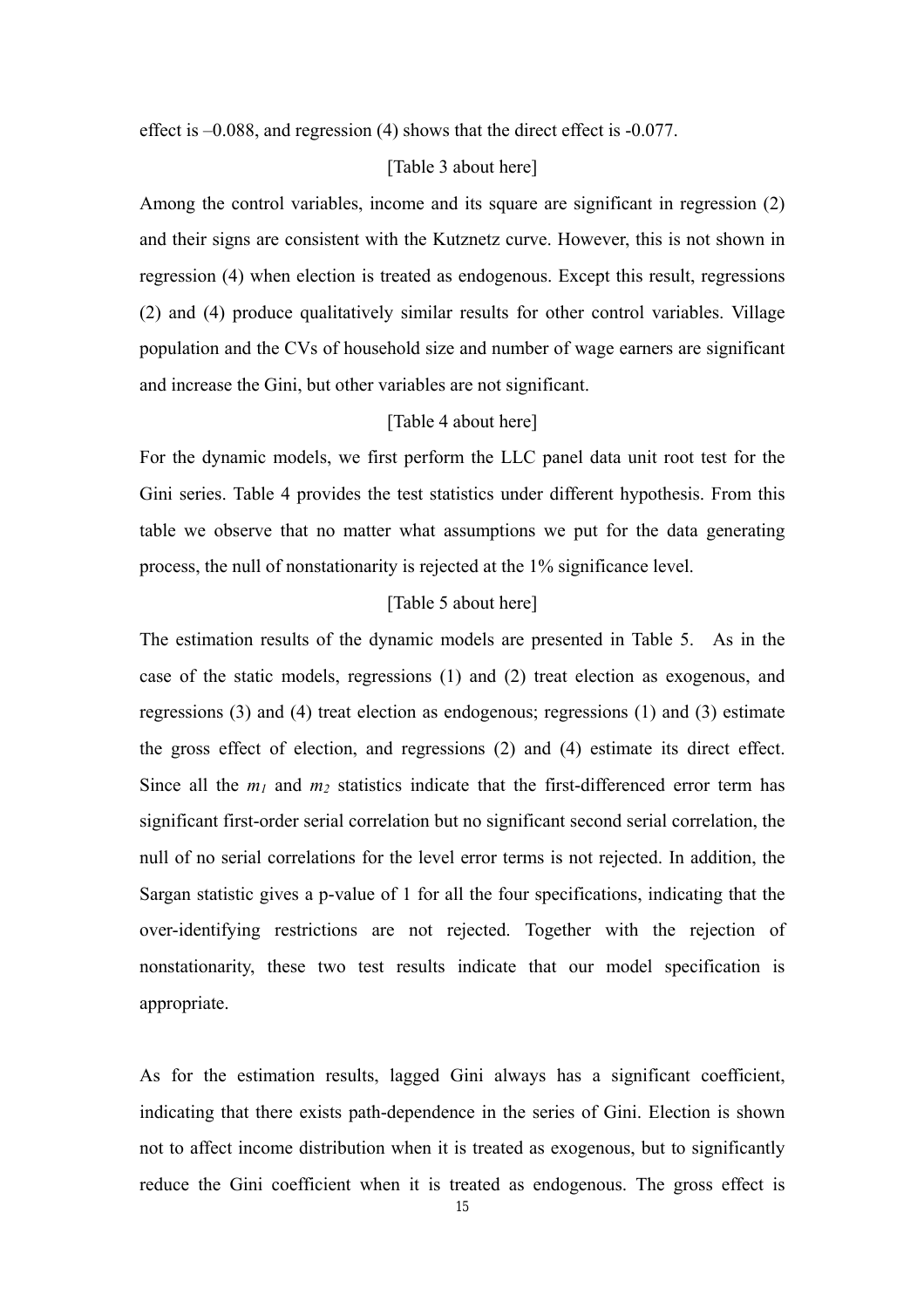effect is –0.088, and regression (4) shows that the direct effect is -0.077.

[Table 3 about here]

Among the control variables, income and its square are significant in regression (2) and their signs are consistent with the Kutznetz curve. However, this is not shown in regression (4) when election is treated as endogenous. Except this result, regressions (2) and (4) produce qualitatively similar results for other control variables. Village population and the CVs of household size and number of wage earners are significant and increase the Gini, but other variables are not significant.

[Table 4 about here]

For the dynamic models, we first perform the LLC panel data unit root test for the Gini series. Table 4 provides the test statistics under different hypothesis. From this table we observe that no matter what assumptions we put for the data generating process, the null of nonstationarity is rejected at the 1% significance level.

[Table 5 about here]

The estimation results of the dynamic models are presented in Table 5. As in the case of the static models, regressions (1) and (2) treat election as exogenous, and regressions (3) and (4) treat election as endogenous; regressions (1) and (3) estimate the gross effect of election, and regressions (2) and (4) estimate its direct effect. Since all the $m_1$ and $m_2$ statistics indicate that the first-differenced error term has significant first-order serial correlation but no significant second serial correlation, the null of no serial correlations for the level error terms is not rejected. In addition, the Sargan statistic gives a p-value of 1 for all the four specifications, indicating that the over-identifying restrictions are not rejected. Together with the rejection of nonstationarity, these two test results indicate that our model specification is appropriate.

As for the estimation results, lagged Gini always has a significant coefficient, indicating that there exists path-dependence in the series of Gini. Election is shown not to affect income distribution when it is treated as exogenous, but to significantly reduce the Gini coefficient when it is treated as endogenous. The gross effect is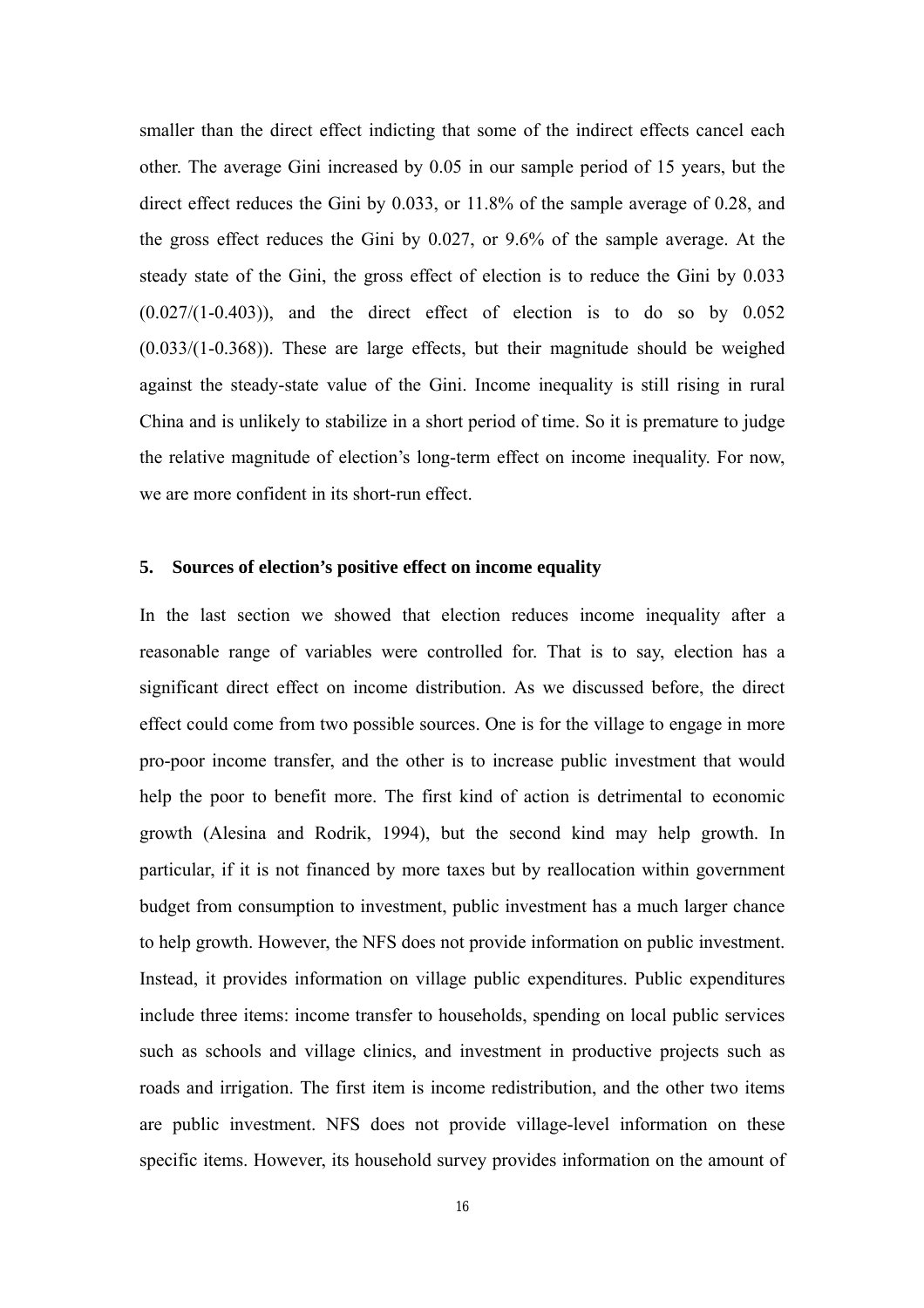smaller than the direct effect indicting that some of the indirect effects cancel each other. The average Gini increased by 0.05 in our sample period of 15 years, but the direct effect reduces the Gini by 0.033, or 11.8% of the sample average of 0.28, and the gross effect reduces the Gini by 0.027, or 9.6% of the sample average. At the steady state of the Gini, the gross effect of election is to reduce the Gini by 0.033 (0.027/(1-0.403)), and the direct effect of election is to do so by 0.052 (0.033/(1-0.368)). These are large effects, but their magnitude should be weighed against the steady-state value of the Gini. Income inequality is still rising in rural China and is unlikely to stabilize in a short period of time. So it is premature to judge the relative magnitude of election's long-term effect on income inequality. For now, we are more confident in its short-run effect.

## 5. Sources of election's positive effect on income equality

In the last section we showed that election reduces income inequality after a reasonable range of variables were controlled for. That is to say, election has a significant direct effect on income distribution. As we discussed before, the direct effect could come from two possible sources. One is for the village to engage in more pro-poor income transfer, and the other is to increase public investment that would help the poor to benefit more. The first kind of action is detrimental to economic growth (Alesina and Rodrik, 1994), but the second kind may help growth. In particular, if it is not financed by more taxes but by reallocation within government budget from consumption to investment, public investment has a much larger chance to help growth. However, the NFS does not provide information on public investment. Instead, it provides information on village public expenditures. Public expenditures include three items: income transfer to households, spending on local public services such as schools and village clinics, and investment in productive projects such as roads and irrigation. The first item is income redistribution, and the other two items are public investment. NFS does not provide village-level information on these specific items. However, its household survey provides information on the amount of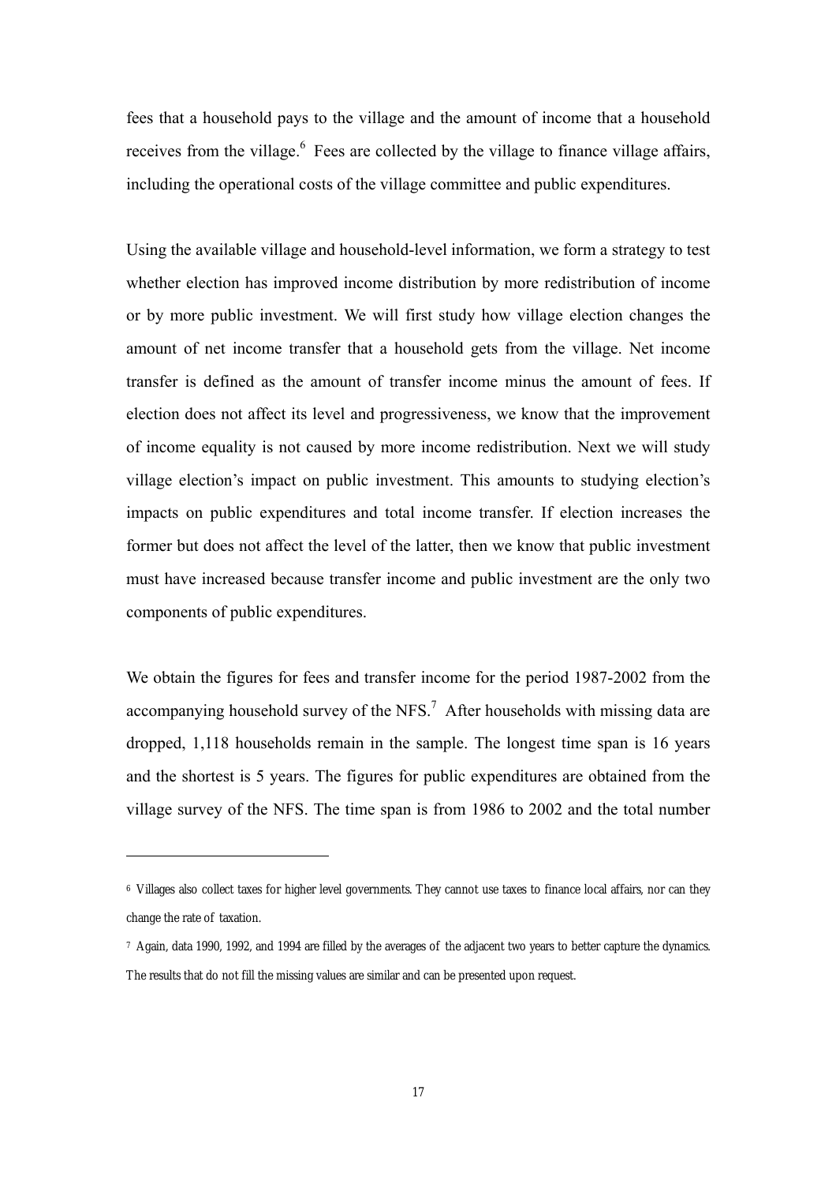fees that a household pays to the village and the amount of income that a household receives from the village.[6] Fees are collected by the village to finance village affairs, including the operational costs of the village committee and public expenditures.

Using the available village and household-level information, we form a strategy to test whether election has improved income distribution by more redistribution of income or by more public investment. We will first study how village election changes the amount of net income transfer that a household gets from the village. Net income transfer is defined as the amount of transfer income minus the amount of fees. If election does not affect its level and progressiveness, we know that the improvement of income equality is not caused by more income redistribution. Next we will study village election's impact on public investment. This amounts to studying election's impacts on public expenditures and total income transfer. If election increases the former but does not affect the level of the latter, then we know that public investment must have increased because transfer income and public investment are the only two components of public expenditures.

We obtain the figures for fees and transfer income for the period 1987-2002 from the accompanying household survey of the NFS.[7] After households with missing data are dropped, 1,118 households remain in the sample. The longest time span is 16 years and the shortest is 5 years. The figures for public expenditures are obtained from the village survey of the NFS. The time span is from 1986 to 2002 and the total number

---

[6] Villages also collect taxes for higher level governments. They cannot use taxes to finance local affairs, nor can they change the rate of taxation.

[7] Again, data 1990, 1992, and 1994 are filled by the averages of the adjacent two years to better capture the dynamics. The results that do not fill the missing values are similar and can be presented upon request.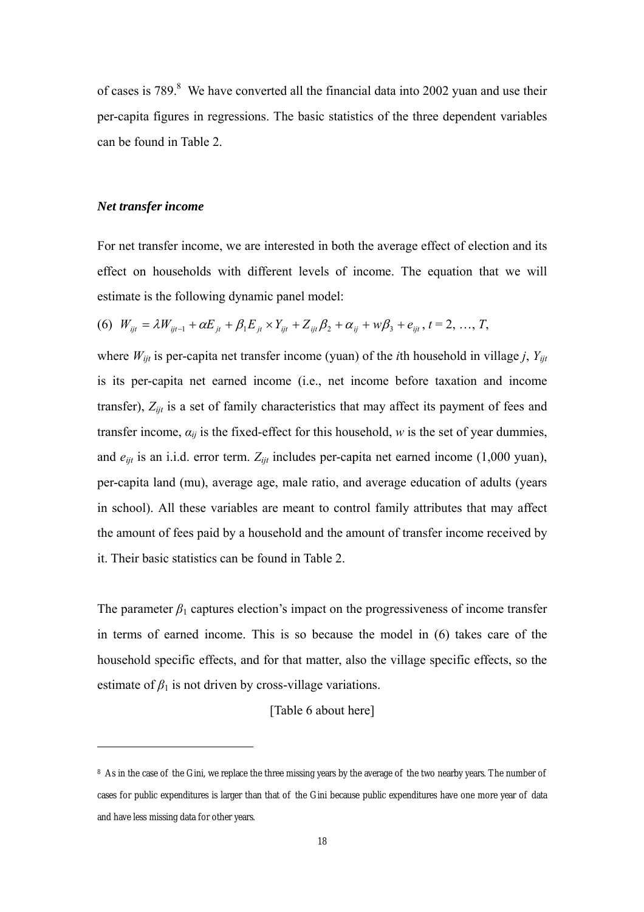of cases is 789.[8] We have converted all the financial data into 2002 yuan and use their per-capita figures in regressions. The basic statistics of the three dependent variables can be found in Table 2.

***Net transfer income***

For net transfer income, we are interested in both the average effect of election and its effect on households with different levels of income. The equation that we will estimate is the following dynamic panel model:

$$(6) \quad W_{ijt} = \lambda W_{ijt-1} + \alpha E_{jt} + \beta_1 E_{jt} \times Y_{ijt} + Z_{ijt}\beta_2 + \alpha_{ij} + w\beta_3 + e_{ijt}, \; t = 2, \ldots, T,$$

where $W_{ijt}$ is per-capita net transfer income (yuan) of the $i$th household in village $j$, $Y_{ijt}$ is its per-capita net earned income (i.e., net income before taxation and income transfer), $Z_{ijt}$ is a set of family characteristics that may affect its payment of fees and transfer income, $\alpha_{ij}$ is the fixed-effect for this household, $w$ is the set of year dummies, and $e_{ijt}$ is an i.i.d. error term. $Z_{ijt}$ includes per-capita net earned income (1,000 yuan), per-capita land (mu), average age, male ratio, and average education of adults (years in school). All these variables are meant to control family attributes that may affect the amount of fees paid by a household and the amount of transfer income received by it. Their basic statistics can be found in Table 2.

The parameter $\beta_1$ captures election's impact on the progressiveness of income transfer in terms of earned income. This is so because the model in (6) takes care of the household specific effects, and for that matter, also the village specific effects, so the estimate of $\beta_1$ is not driven by cross-village variations.

[Table 6 about here]

[8] As in the case of the Gini, we replace the three missing years by the average of the two nearby years. The number of cases for public expenditures is larger than that of the Gini because public expenditures have one more year of data and have less missing data for other years.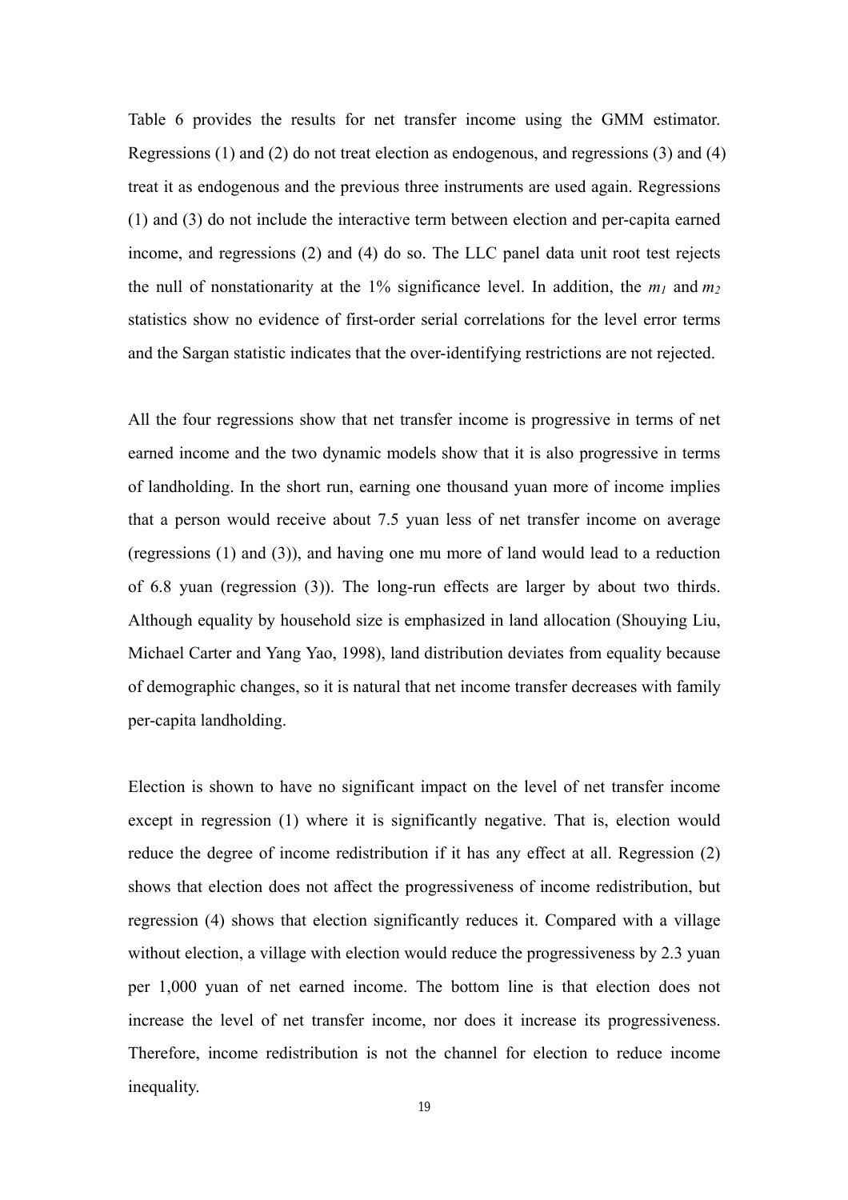Table 6 provides the results for net transfer income using the GMM estimator. Regressions (1) and (2) do not treat election as endogenous, and regressions (3) and (4) treat it as endogenous and the previous three instruments are used again. Regressions (1) and (3) do not include the interactive term between election and per-capita earned income, and regressions (2) and (4) do so. The LLC panel data unit root test rejects the null of nonstationarity at the 1% significance level. In addition, the $m_1$ and $m_2$ statistics show no evidence of first-order serial correlations for the level error terms and the Sargan statistic indicates that the over-identifying restrictions are not rejected.

All the four regressions show that net transfer income is progressive in terms of net earned income and the two dynamic models show that it is also progressive in terms of landholding. In the short run, earning one thousand yuan more of income implies that a person would receive about 7.5 yuan less of net transfer income on average (regressions (1) and (3)), and having one mu more of land would lead to a reduction of 6.8 yuan (regression (3)). The long-run effects are larger by about two thirds. Although equality by household size is emphasized in land allocation (Shouying Liu, Michael Carter and Yang Yao, 1998), land distribution deviates from equality because of demographic changes, so it is natural that net income transfer decreases with family per-capita landholding.

Election is shown to have no significant impact on the level of net transfer income except in regression (1) where it is significantly negative. That is, election would reduce the degree of income redistribution if it has any effect at all. Regression (2) shows that election does not affect the progressiveness of income redistribution, but regression (4) shows that election significantly reduces it. Compared with a village without election, a village with election would reduce the progressiveness by 2.3 yuan per 1,000 yuan of net earned income. The bottom line is that election does not increase the level of net transfer income, nor does it increase its progressiveness. Therefore, income redistribution is not the channel for election to reduce income inequality.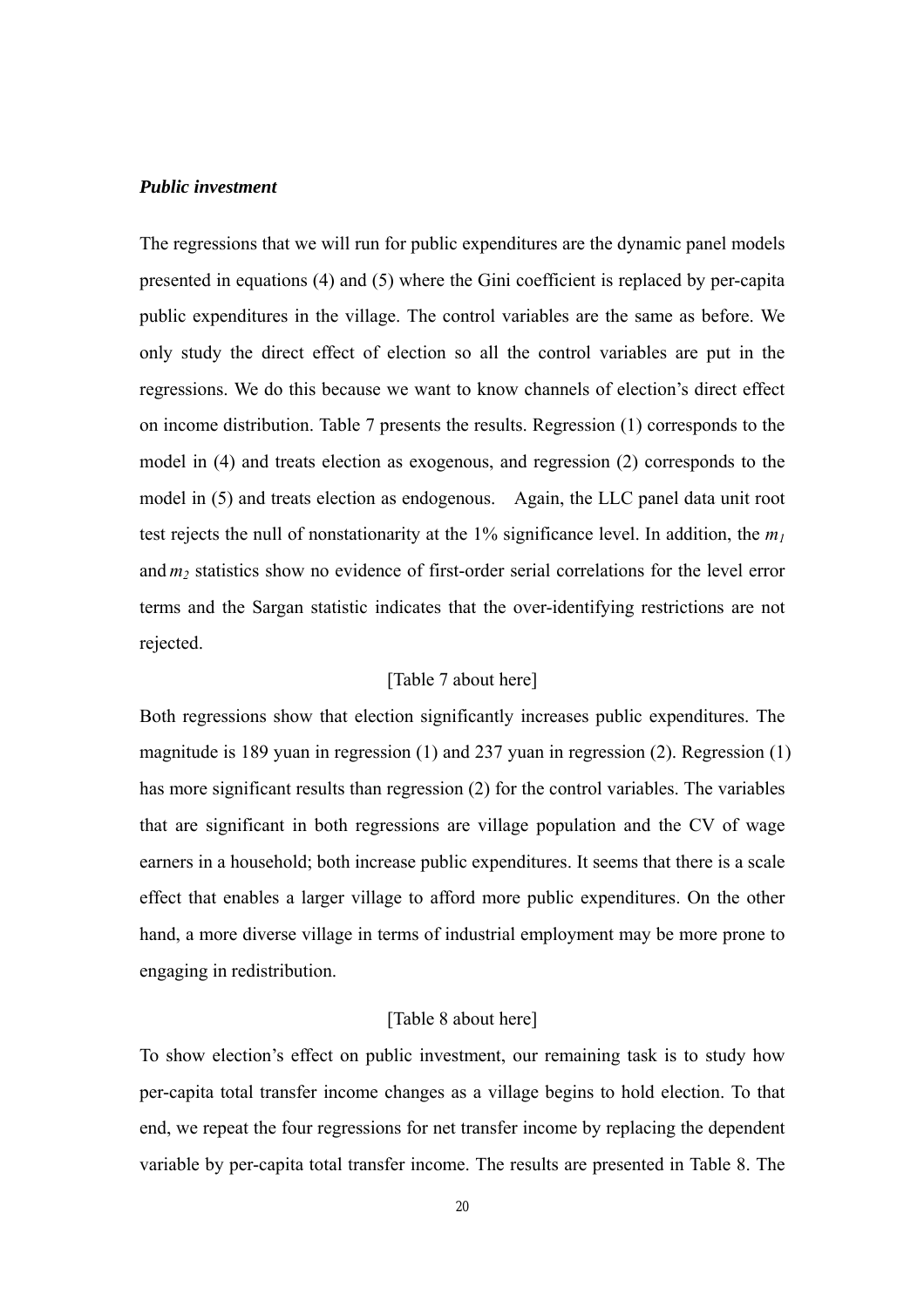***Public investment***

The regressions that we will run for public expenditures are the dynamic panel models presented in equations (4) and (5) where the Gini coefficient is replaced by per-capita public expenditures in the village. The control variables are the same as before. We only study the direct effect of election so all the control variables are put in the regressions. We do this because we want to know channels of election's direct effect on income distribution. Table 7 presents the results. Regression (1) corresponds to the model in (4) and treats election as exogenous, and regression (2) corresponds to the model in (5) and treats election as endogenous. Again, the LLC panel data unit root test rejects the null of nonstationarity at the 1% significance level. In addition, the $m_1$ and $m_2$ statistics show no evidence of first-order serial correlations for the level error terms and the Sargan statistic indicates that the over-identifying restrictions are not rejected.

[Table 7 about here]

Both regressions show that election significantly increases public expenditures. The magnitude is 189 yuan in regression (1) and 237 yuan in regression (2). Regression (1) has more significant results than regression (2) for the control variables. The variables that are significant in both regressions are village population and the CV of wage earners in a household; both increase public expenditures. It seems that there is a scale effect that enables a larger village to afford more public expenditures. On the other hand, a more diverse village in terms of industrial employment may be more prone to engaging in redistribution.

[Table 8 about here]

To show election's effect on public investment, our remaining task is to study how per-capita total transfer income changes as a village begins to hold election. To that end, we repeat the four regressions for net transfer income by replacing the dependent variable by per-capita total transfer income. The results are presented in Table 8. The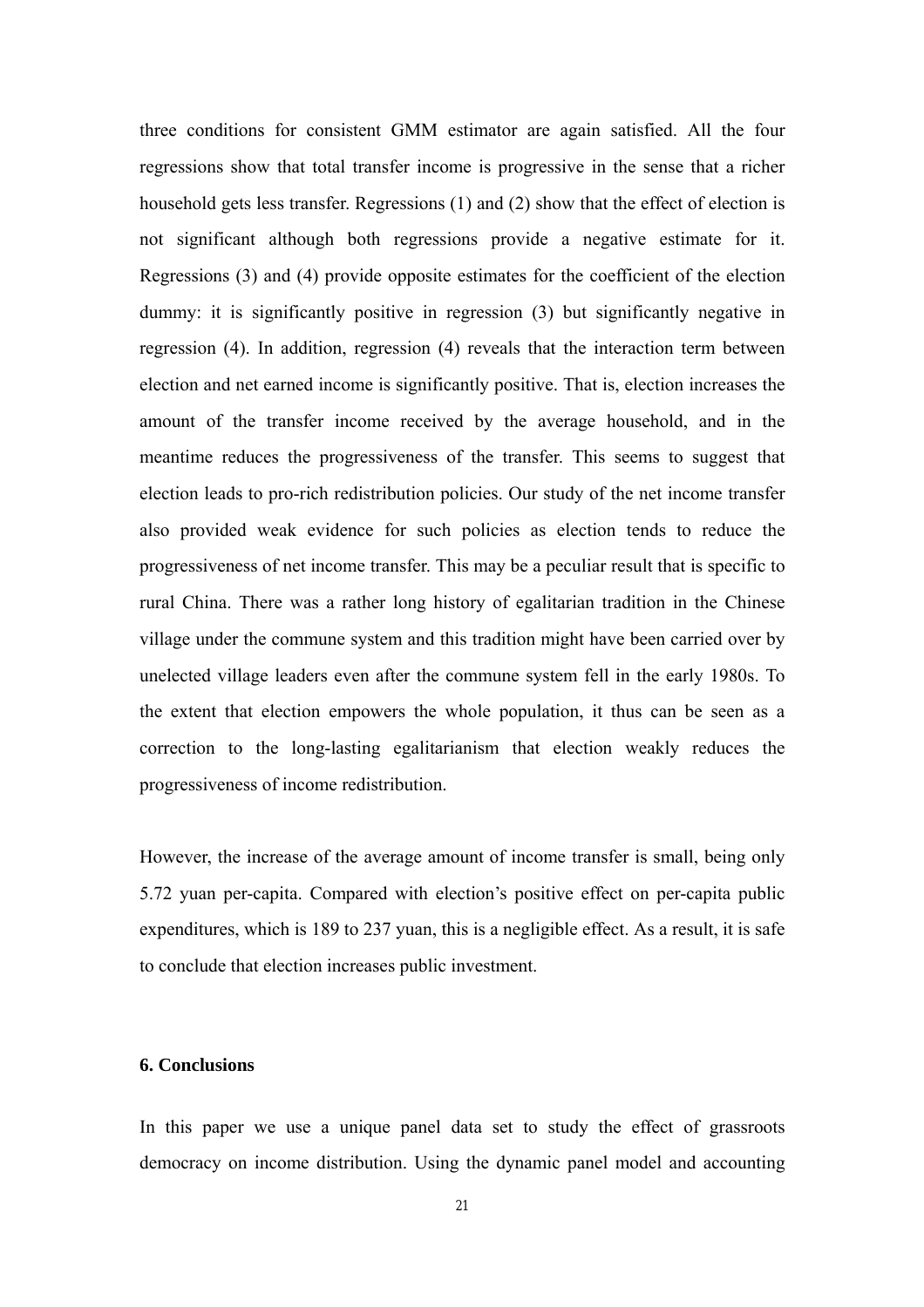three conditions for consistent GMM estimator are again satisfied. All the four regressions show that total transfer income is progressive in the sense that a richer household gets less transfer. Regressions (1) and (2) show that the effect of election is not significant although both regressions provide a negative estimate for it. Regressions (3) and (4) provide opposite estimates for the coefficient of the election dummy: it is significantly positive in regression (3) but significantly negative in regression (4). In addition, regression (4) reveals that the interaction term between election and net earned income is significantly positive. That is, election increases the amount of the transfer income received by the average household, and in the meantime reduces the progressiveness of the transfer. This seems to suggest that election leads to pro-rich redistribution policies. Our study of the net income transfer also provided weak evidence for such policies as election tends to reduce the progressiveness of net income transfer. This may be a peculiar result that is specific to rural China. There was a rather long history of egalitarian tradition in the Chinese village under the commune system and this tradition might have been carried over by unelected village leaders even after the commune system fell in the early 1980s. To the extent that election empowers the whole population, it thus can be seen as a correction to the long-lasting egalitarianism that election weakly reduces the progressiveness of income redistribution.

However, the increase of the average amount of income transfer is small, being only 5.72 yuan per-capita. Compared with election's positive effect on per-capita public expenditures, which is 189 to 237 yuan, this is a negligible effect. As a result, it is safe to conclude that election increases public investment.

## 6. Conclusions

In this paper we use a unique panel data set to study the effect of grassroots democracy on income distribution. Using the dynamic panel model and accounting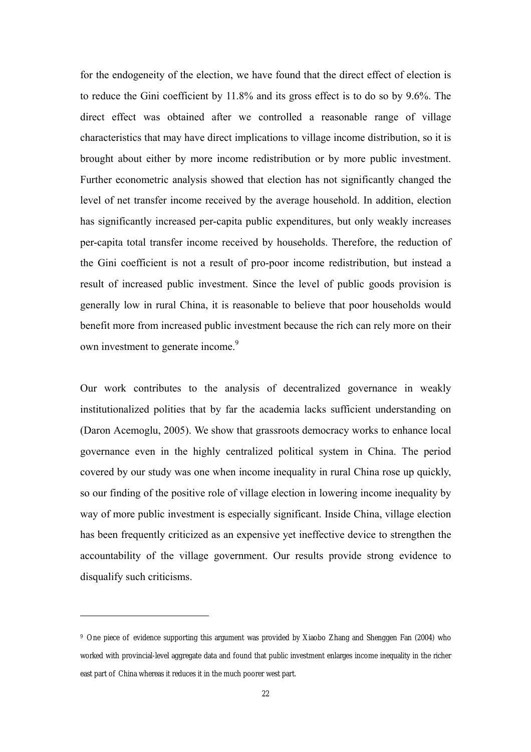for the endogeneity of the election, we have found that the direct effect of election is to reduce the Gini coefficient by 11.8% and its gross effect is to do so by 9.6%. The direct effect was obtained after we controlled a reasonable range of village characteristics that may have direct implications to village income distribution, so it is brought about either by more income redistribution or by more public investment. Further econometric analysis showed that election has not significantly changed the level of net transfer income received by the average household. In addition, election has significantly increased per-capita public expenditures, but only weakly increases per-capita total transfer income received by households. Therefore, the reduction of the Gini coefficient is not a result of pro-poor income redistribution, but instead a result of increased public investment. Since the level of public goods provision is generally low in rural China, it is reasonable to believe that poor households would benefit more from increased public investment because the rich can rely more on their own investment to generate income.[9]

Our work contributes to the analysis of decentralized governance in weakly institutionalized polities that by far the academia lacks sufficient understanding on (Daron Acemoglu, 2005). We show that grassroots democracy works to enhance local governance even in the highly centralized political system in China. The period covered by our study was one when income inequality in rural China rose up quickly, so our finding of the positive role of village election in lowering income inequality by way of more public investment is especially significant. Inside China, village election has been frequently criticized as an expensive yet ineffective device to strengthen the accountability of the village government. Our results provide strong evidence to disqualify such criticisms.

---

[9] One piece of evidence supporting this argument was provided by Xiaobo Zhang and Shenggen Fan (2004) who worked with provincial-level aggregate data and found that public investment enlarges income inequality in the richer east part of China whereas it reduces it in the much poorer west part.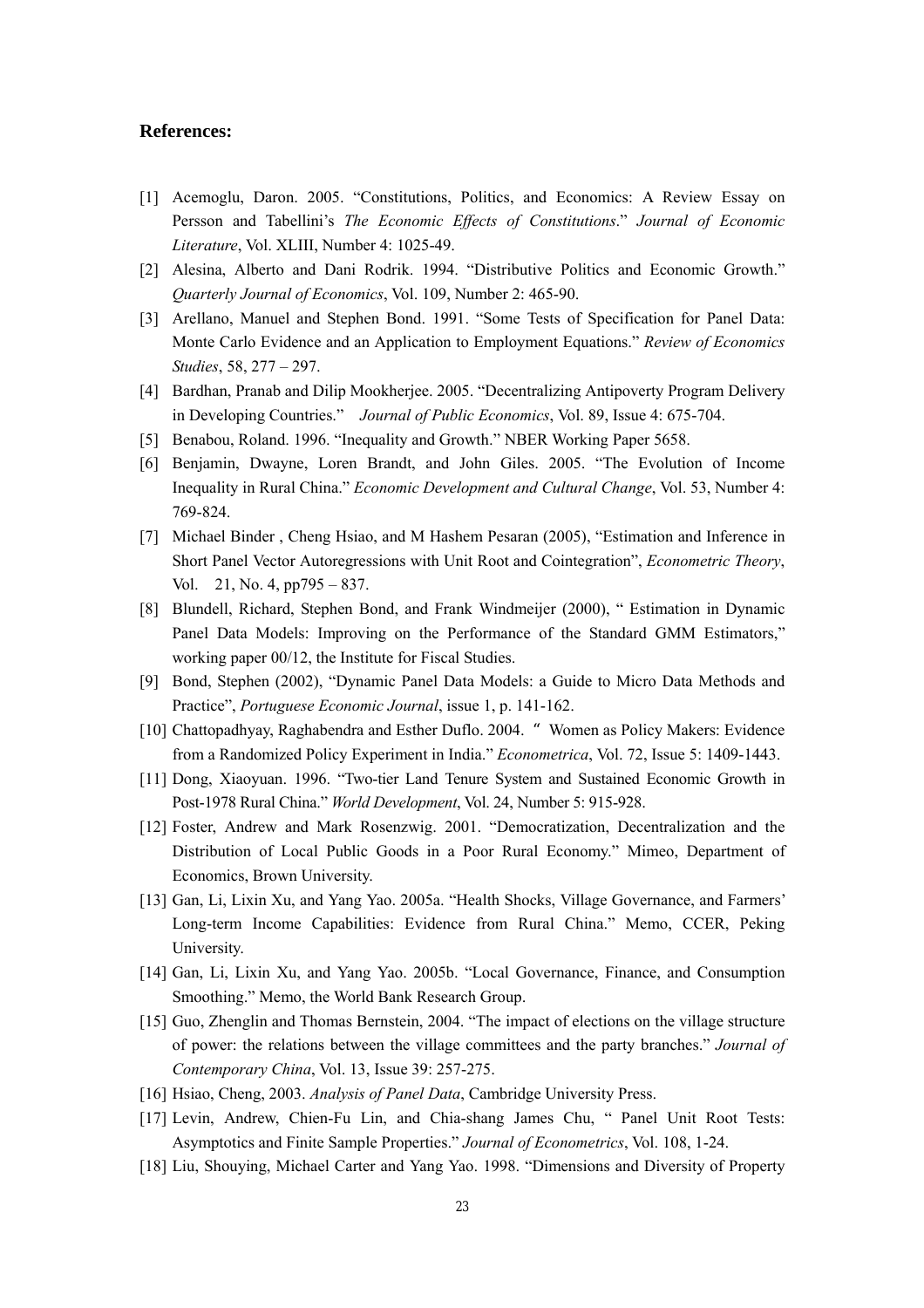## References:

[1] Acemoglu, Daron. 2005. "Constitutions, Politics, and Economics: A Review Essay on Persson and Tabellini's *The Economic Effects of Constitutions*." *Journal of Economic Literature*, Vol. XLIII, Number 4: 1025-49.

[2] Alesina, Alberto and Dani Rodrik. 1994. "Distributive Politics and Economic Growth." *Quarterly Journal of Economics*, Vol. 109, Number 2: 465-90.

[3] Arellano, Manuel and Stephen Bond. 1991. "Some Tests of Specification for Panel Data: Monte Carlo Evidence and an Application to Employment Equations." *Review of Economics Studies*, 58, 277 – 297.

[4] Bardhan, Pranab and Dilip Mookherjee. 2005. "Decentralizing Antipoverty Program Delivery in Developing Countries." *Journal of Public Economics*, Vol. 89, Issue 4: 675-704.

[5] Benabou, Roland. 1996. "Inequality and Growth." NBER Working Paper 5658.

[6] Benjamin, Dwayne, Loren Brandt, and John Giles. 2005. "The Evolution of Income Inequality in Rural China." *Economic Development and Cultural Change*, Vol. 53, Number 4: 769-824.

[7] Michael Binder , Cheng Hsiao, and M Hashem Pesaran (2005), "Estimation and Inference in Short Panel Vector Autoregressions with Unit Root and Cointegration", *Econometric Theory*, Vol. 21, No. 4, pp795 – 837.

[8] Blundell, Richard, Stephen Bond, and Frank Windmeijer (2000), " Estimation in Dynamic Panel Data Models: Improving on the Performance of the Standard GMM Estimators," working paper 00/12, the Institute for Fiscal Studies.

[9] Bond, Stephen (2002), "Dynamic Panel Data Models: a Guide to Micro Data Methods and Practice", *Portuguese Economic Journal*, issue 1, p. 141-162.

[10] Chattopadhyay, Raghabendra and Esther Duflo. 2004. "Women as Policy Makers: Evidence from a Randomized Policy Experiment in India." *Econometrica*, Vol. 72, Issue 5: 1409-1443.

[11] Dong, Xiaoyuan. 1996. "Two-tier Land Tenure System and Sustained Economic Growth in Post-1978 Rural China." *World Development*, Vol. 24, Number 5: 915-928.

[12] Foster, Andrew and Mark Rosenzwig. 2001. "Democratization, Decentralization and the Distribution of Local Public Goods in a Poor Rural Economy." Mimeo, Department of Economics, Brown University.

[13] Gan, Li, Lixin Xu, and Yang Yao. 2005a. "Health Shocks, Village Governance, and Farmers' Long-term Income Capabilities: Evidence from Rural China." Memo, CCER, Peking University.

[14] Gan, Li, Lixin Xu, and Yang Yao. 2005b. "Local Governance, Finance, and Consumption Smoothing." Memo, the World Bank Research Group.

[15] Guo, Zhenglin and Thomas Bernstein, 2004. "The impact of elections on the village structure of power: the relations between the village committees and the party branches." *Journal of Contemporary China*, Vol. 13, Issue 39: 257-275.

[16] Hsiao, Cheng, 2003. *Analysis of Panel Data*, Cambridge University Press.

[17] Levin, Andrew, Chien-Fu Lin, and Chia-shang James Chu, " Panel Unit Root Tests: Asymptotics and Finite Sample Properties." *Journal of Econometrics*, Vol. 108, 1-24.

[18] Liu, Shouying, Michael Carter and Yang Yao. 1998. "Dimensions and Diversity of Property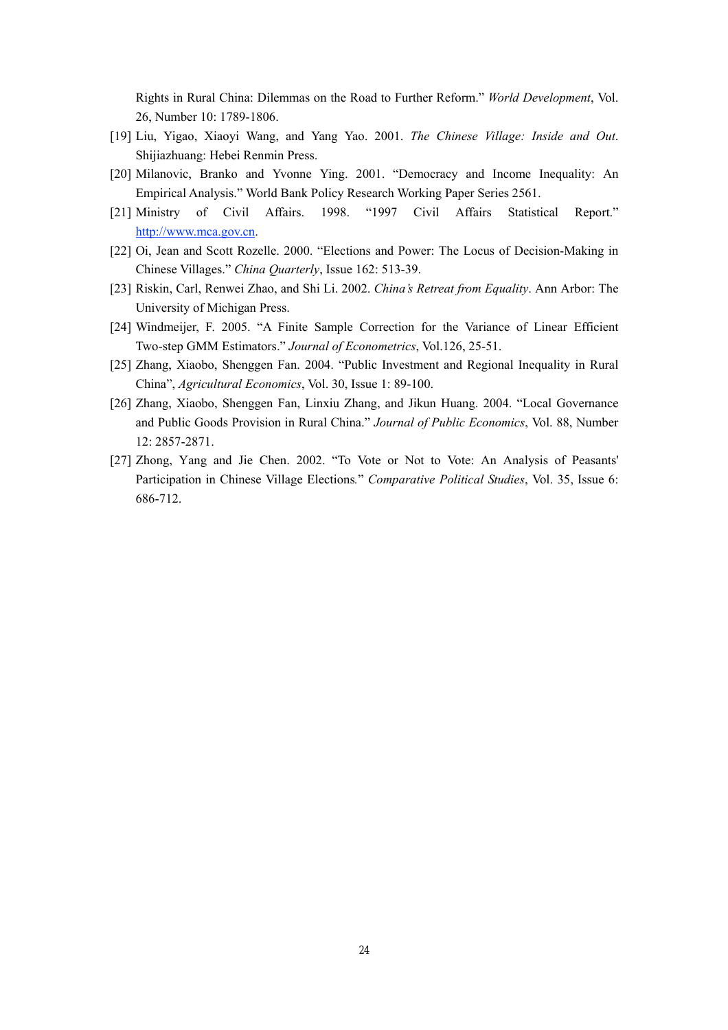Rights in Rural China: Dilemmas on the Road to Further Reform." *World Development*, Vol. 26, Number 10: 1789-1806.

[19] Liu, Yigao, Xiaoyi Wang, and Yang Yao. 2001. *The Chinese Village: Inside and Out*. Shijiazhuang: Hebei Renmin Press.

[20] Milanovic, Branko and Yvonne Ying. 2001. "Democracy and Income Inequality: An Empirical Analysis." World Bank Policy Research Working Paper Series 2561.

[21] Ministry of Civil Affairs. 1998. "1997 Civil Affairs Statistical Report." http://www.mca.gov.cn.

[22] Oi, Jean and Scott Rozelle. 2000. "Elections and Power: The Locus of Decision-Making in Chinese Villages." *China Quarterly*, Issue 162: 513-39.

[23] Riskin, Carl, Renwei Zhao, and Shi Li. 2002. *China's Retreat from Equality*. Ann Arbor: The University of Michigan Press.

[24] Windmeijer, F. 2005. "A Finite Sample Correction for the Variance of Linear Efficient Two-step GMM Estimators." *Journal of Econometrics*, Vol.126, 25-51.

[25] Zhang, Xiaobo, Shenggen Fan. 2004. "Public Investment and Regional Inequality in Rural China", *Agricultural Economics*, Vol. 30, Issue 1: 89-100.

[26] Zhang, Xiaobo, Shenggen Fan, Linxiu Zhang, and Jikun Huang. 2004. "Local Governance and Public Goods Provision in Rural China." *Journal of Public Economics*, Vol. 88, Number 12: 2857-2871.

[27] Zhong, Yang and Jie Chen. 2002. "To Vote or Not to Vote: An Analysis of Peasants' Participation in Chinese Village Elections." *Comparative Political Studies*, Vol. 35, Issue 6: 686-712.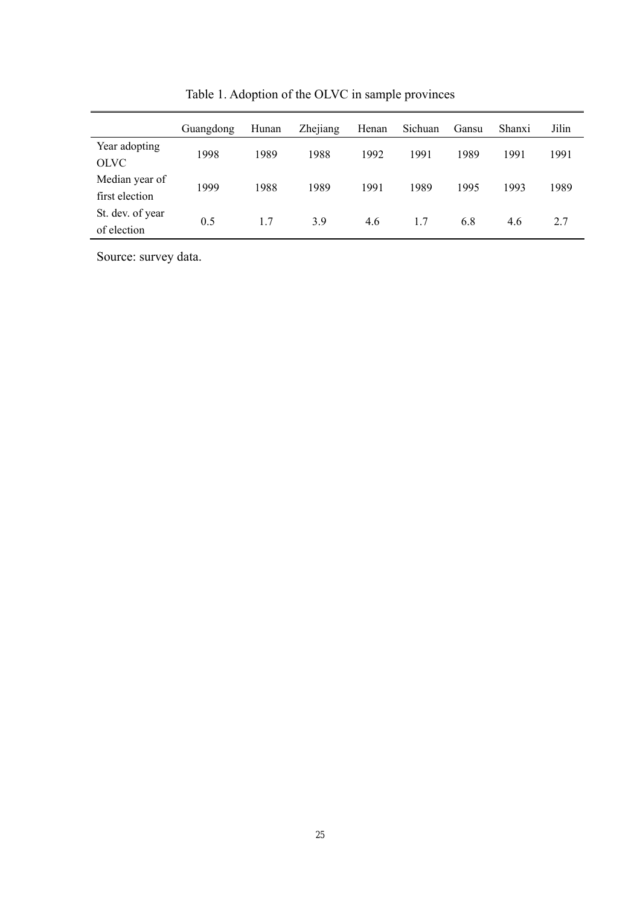Table 1. Adoption of the OLVC in sample provinces

| | Guangdong | Hunan | Zhejiang | Henan | Sichuan | Gansu | Shanxi | Jilin |
|---|---|---|---|---|---|---|---|---|
| Year adopting OLVC | 1998 | 1989 | 1988 | 1992 | 1991 | 1989 | 1991 | 1991 |
| Median year of first election | 1999 | 1988 | 1989 | 1991 | 1989 | 1995 | 1993 | 1989 |
| St. dev. of year of election | 0.5 | 1.7 | 3.9 | 4.6 | 1.7 | 6.8 | 4.6 | 2.7 |

Source: survey data.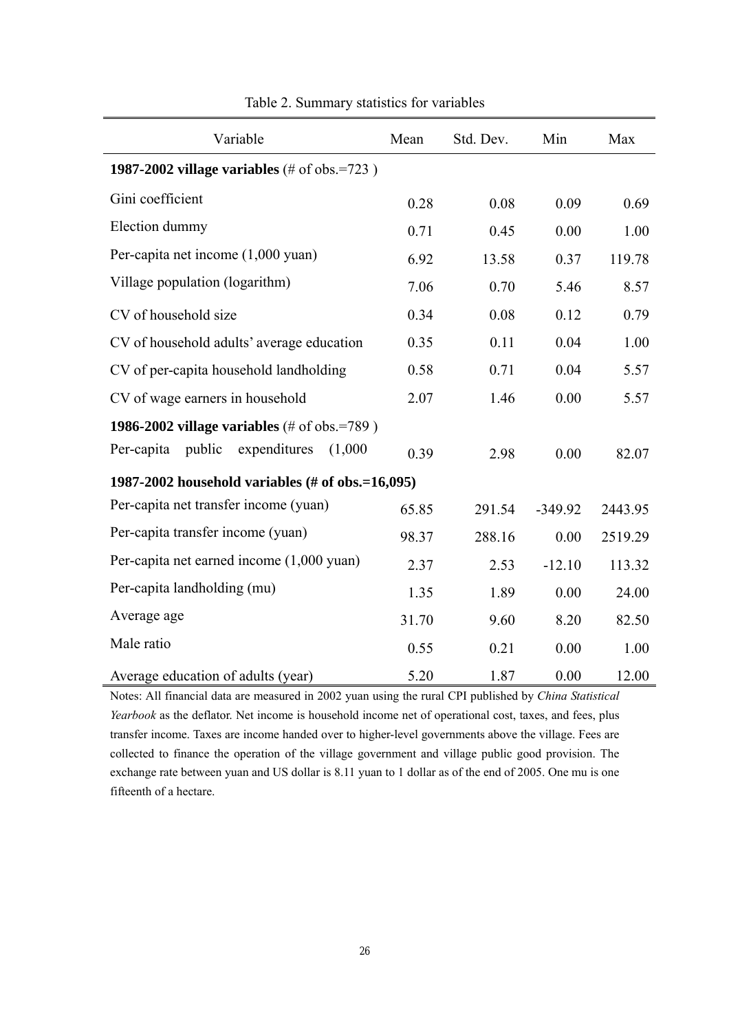Table 2. Summary statistics for variables

| Variable | Mean | Std. Dev. | Min | Max |
|---|---|---|---|---|
| **1987-2002 village variables** (# of obs.=723 ) | | | | |
| Gini coefficient | 0.28 | 0.08 | 0.09 | 0.69 |
| Election dummy | 0.71 | 0.45 | 0.00 | 1.00 |
| Per-capita net income (1,000 yuan) | 6.92 | 13.58 | 0.37 | 119.78 |
| Village population (logarithm) | 7.06 | 0.70 | 5.46 | 8.57 |
| CV of household size | 0.34 | 0.08 | 0.12 | 0.79 |
| CV of household adults' average education | 0.35 | 0.11 | 0.04 | 1.00 |
| CV of per-capita household landholding | 0.58 | 0.71 | 0.04 | 5.57 |
| CV of wage earners in household | 2.07 | 1.46 | 0.00 | 5.57 |
| **1986-2002 village variables** (# of obs.=789 ) | | | | |
| Per-capita public expenditures (1,000 | 0.39 | 2.98 | 0.00 | 82.07 |
| **1987-2002 household variables (# of obs.=16,095)** | | | | |
| Per-capita net transfer income (yuan) | 65.85 | 291.54 | -349.92 | 2443.95 |
| Per-capita transfer income (yuan) | 98.37 | 288.16 | 0.00 | 2519.29 |
| Per-capita net earned income (1,000 yuan) | 2.37 | 2.53 | -12.10 | 113.32 |
| Per-capita landholding (mu) | 1.35 | 1.89 | 0.00 | 24.00 |
| Average age | 31.70 | 9.60 | 8.20 | 82.50 |
| Male ratio | 0.55 | 0.21 | 0.00 | 1.00 |
| Average education of adults (year) | 5.20 | 1.87 | 0.00 | 12.00 |

Notes: All financial data are measured in 2002 yuan using the rural CPI published by *China Statistical Yearbook* as the deflator. Net income is household income net of operational cost, taxes, and fees, plus transfer income. Taxes are income handed over to higher-level governments above the village. Fees are collected to finance the operation of the village government and village public good provision. The exchange rate between yuan and US dollar is 8.11 yuan to 1 dollar as of the end of 2005. One mu is one fifteenth of a hectare.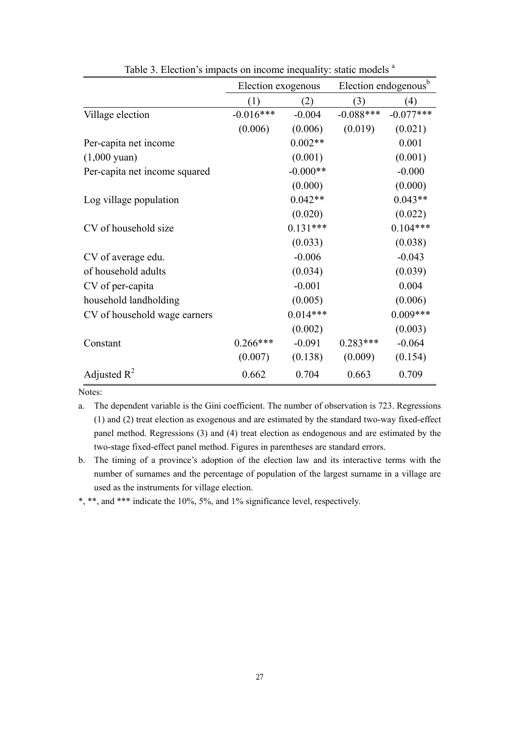Table 3. Election's impacts on income inequality: static models [a]

| | Election exogenous | | Election endogenous[b] | |
|---|---|---|---|---|
| | (1) | (2) | (3) | (4) |
| Village election | -0.016*** | -0.004 | -0.088*** | -0.077*** |
| | (0.006) | (0.006) | (0.019) | (0.021) |
| Per-capita net income | | 0.002** | | 0.001 |
| (1,000 yuan) | | (0.001) | | (0.001) |
| Per-capita net income squared | | -0.000** | | -0.000 |
| | | (0.000) | | (0.000) |
| Log village population | | 0.042** | | 0.043** |
| | | (0.020) | | (0.022) |
| CV of household size | | 0.131*** | | 0.104*** |
| | | (0.033) | | (0.038) |
| CV of average edu. | | -0.006 | | -0.043 |
| of household adults | | (0.034) | | (0.039) |
| CV of per-capita | | -0.001 | | 0.004 |
| household landholding | | (0.005) | | (0.006) |
| CV of household wage earners | | 0.014*** | | 0.009*** |
| | | (0.002) | | (0.003) |
| Constant | 0.266*** | -0.091 | 0.283*** | -0.064 |
| | (0.007) | (0.138) | (0.009) | (0.154) |
| Adjusted $R^2$ | 0.662 | 0.704 | 0.663 | 0.709 |

Notes:

a. The dependent variable is the Gini coefficient. The number of observation is 723. Regressions (1) and (2) treat election as exogenous and are estimated by the standard two-way fixed-effect panel method. Regressions (3) and (4) treat election as endogenous and are estimated by the two-stage fixed-effect panel method. Figures in parentheses are standard errors.

b. The timing of a province's adoption of the election law and its interactive terms with the number of surnames and the percentage of population of the largest surname in a village are used as the instruments for village election.

*, **, and *** indicate the 10%, 5%, and 1% significance level, respectively.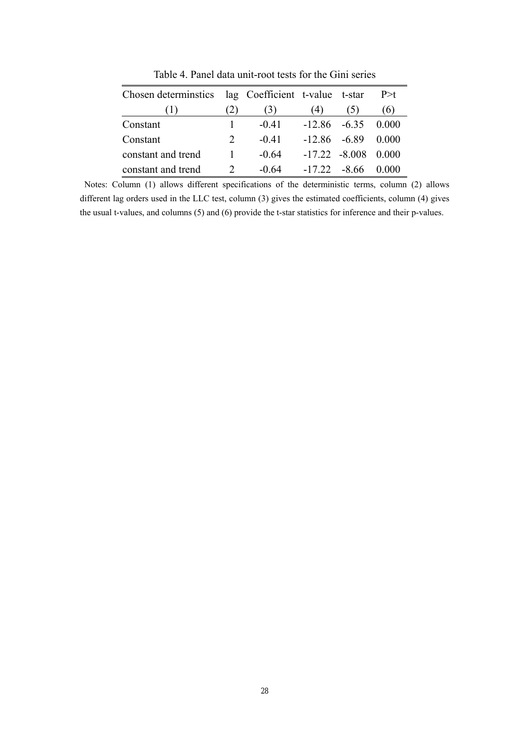Table 4. Panel data unit-root tests for the Gini series

| Chosen determinstics | lag | Coefficient | t-value | t-star | P>t |
|---|---|---|---|---|---|
| (1) | (2) | (3) | (4) | (5) | (6) |
| Constant | 1 | -0.41 | -12.86 | -6.35 | 0.000 |
| Constant | 2 | -0.41 | -12.86 | -6.89 | 0.000 |
| constant and trend | 1 | -0.64 | -17.22 | -8.008 | 0.000 |
| constant and trend | 2 | -0.64 | -17.22 | -8.66 | 0.000 |

Notes: Column (1) allows different specifications of the deterministic terms, column (2) allows different lag orders used in the LLC test, column (3) gives the estimated coefficients, column (4) gives the usual t-values, and columns (5) and (6) provide the t-star statistics for inference and their p-values.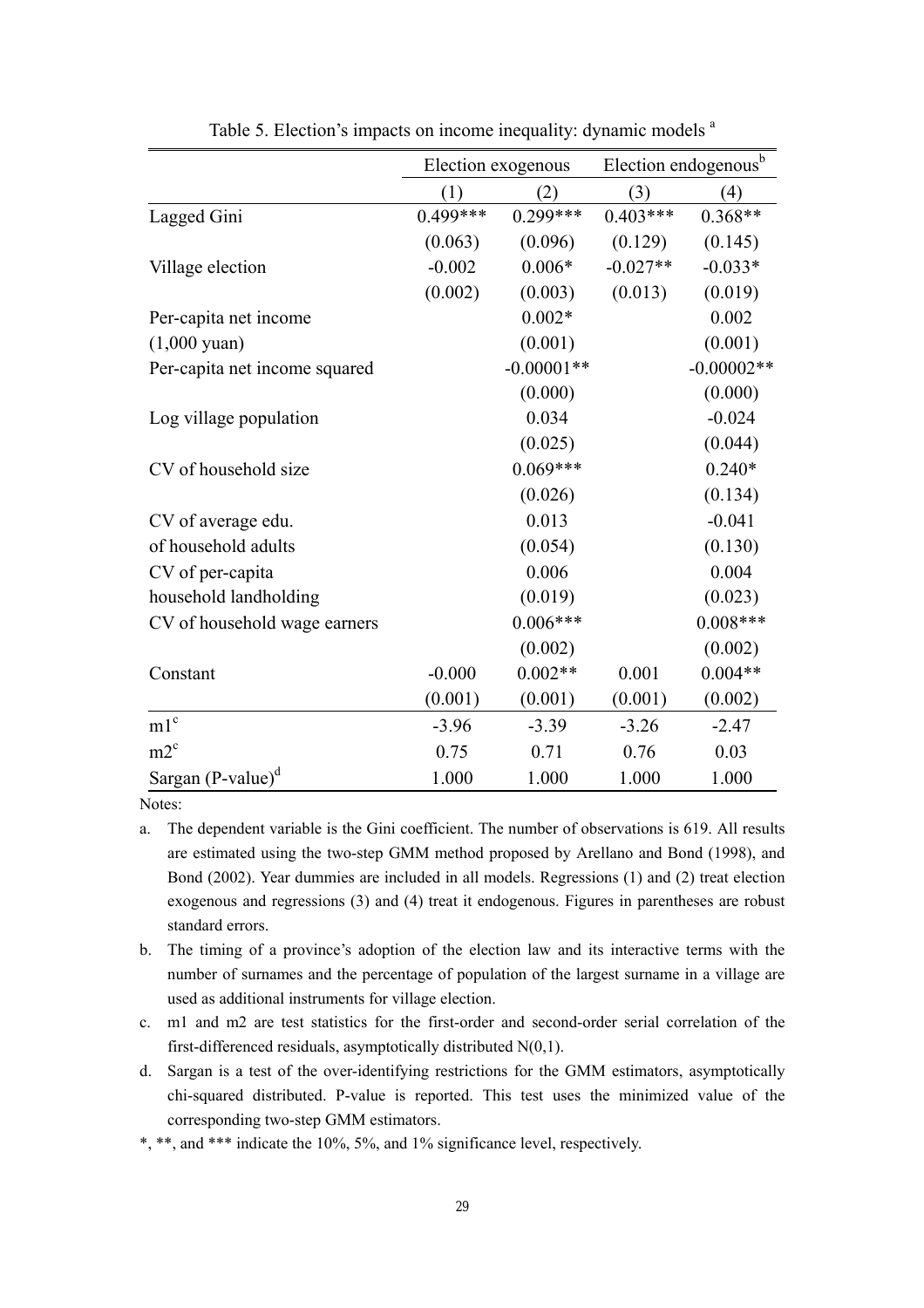Table 5. Election's impacts on income inequality: dynamic models [a]

| | Election exogenous | | Election endogenous[b] | |
|---|---|---|---|---|
| | (1) | (2) | (3) | (4) |
| Lagged Gini | 0.499*** | 0.299*** | 0.403*** | 0.368** |
| | (0.063) | (0.096) | (0.129) | (0.145) |
| Village election | -0.002 | 0.006* | -0.027** | -0.033* |
| | (0.002) | (0.003) | (0.013) | (0.019) |
| Per-capita net income | | 0.002* | | 0.002 |
| (1,000 yuan) | | (0.001) | | (0.001) |
| Per-capita net income squared | | -0.00001** | | -0.00002** |
| | | (0.000) | | (0.000) |
| Log village population | | 0.034 | | -0.024 |
| | | (0.025) | | (0.044) |
| CV of household size | | 0.069*** | | 0.240* |
| | | (0.026) | | (0.134) |
| CV of average edu. | | 0.013 | | -0.041 |
| of household adults | | (0.054) | | (0.130) |
| CV of per-capita | | 0.006 | | 0.004 |
| household landholding | | (0.019) | | (0.023) |
| CV of household wage earners | | 0.006*** | | 0.008*** |
| | | (0.002) | | (0.002) |
| Constant | -0.000 | 0.002** | 0.001 | 0.004** |
| | (0.001) | (0.001) | (0.001) | (0.002) |
| m1[c] | -3.96 | -3.39 | -3.26 | -2.47 |
| m2[c] | 0.75 | 0.71 | 0.76 | 0.03 |
| Sargan (P-value)[d] | 1.000 | 1.000 | 1.000 | 1.000 |

Notes:

a. The dependent variable is the Gini coefficient. The number of observations is 619. All results are estimated using the two-step GMM method proposed by Arellano and Bond (1998), and Bond (2002). Year dummies are included in all models. Regressions (1) and (2) treat election exogenous and regressions (3) and (4) treat it endogenous. Figures in parentheses are robust standard errors.

b. The timing of a province's adoption of the election law and its interactive terms with the number of surnames and the percentage of population of the largest surname in a village are used as additional instruments for village election.

c. m1 and m2 are test statistics for the first-order and second-order serial correlation of the first-differenced residuals, asymptotically distributed N(0,1).

d. Sargan is a test of the over-identifying restrictions for the GMM estimators, asymptotically chi-squared distributed. P-value is reported. This test uses the minimized value of the corresponding two-step GMM estimators.

*, **, and *** indicate the 10%, 5%, and 1% significance level, respectively.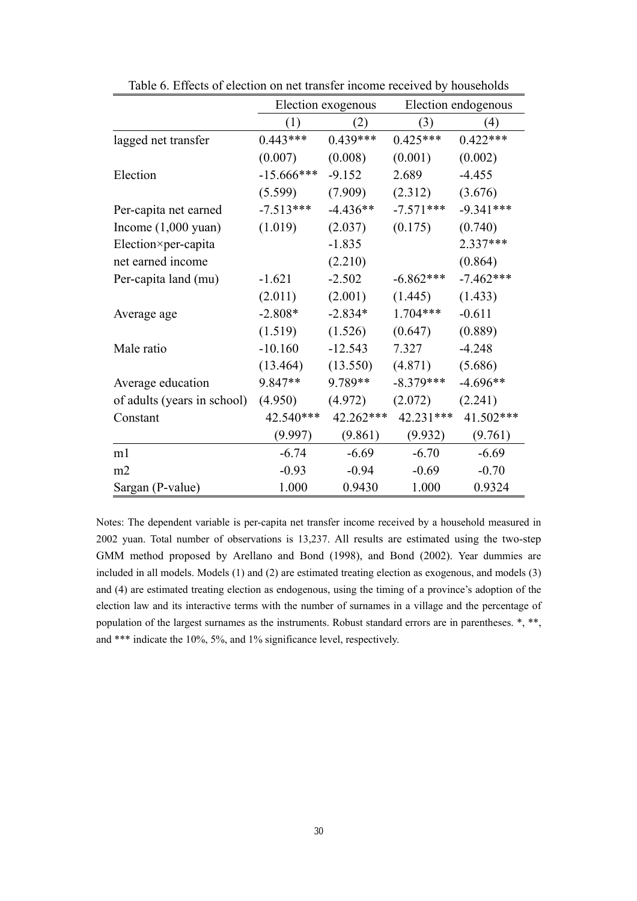Table 6. Effects of election on net transfer income received by households

| | Election exogenous | | Election endogenous | |
|---|---|---|---|---|
| | (1) | (2) | (3) | (4) |
| lagged net transfer | 0.443*** | 0.439*** | 0.425*** | 0.422*** |
| | (0.007) | (0.008) | (0.001) | (0.002) |
| Election | -15.666*** | -9.152 | 2.689 | -4.455 |
| | (5.599) | (7.909) | (2.312) | (3.676) |
| Per-capita net earned | -7.513*** | -4.436** | -7.571*** | -9.341*** |
| Income (1,000 yuan) | (1.019) | (2.037) | (0.175) | (0.740) |
| Election×per-capita | | -1.835 | | 2.337*** |
| net earned income | | (2.210) | | (0.864) |
| Per-capita land (mu) | -1.621 | -2.502 | -6.862*** | -7.462*** |
| | (2.011) | (2.001) | (1.445) | (1.433) |
| Average age | -2.808* | -2.834* | 1.704*** | -0.611 |
| | (1.519) | (1.526) | (0.647) | (0.889) |
| Male ratio | -10.160 | -12.543 | 7.327 | -4.248 |
| | (13.464) | (13.550) | (4.871) | (5.686) |
| Average education | 9.847** | 9.789** | -8.379*** | -4.696** |
| of adults (years in school) | (4.950) | (4.972) | (2.072) | (2.241) |
| Constant | 42.540*** | 42.262*** | 42.231*** | 41.502*** |
| | (9.997) | (9.861) | (9.932) | (9.761) |
| m1 | -6.74 | -6.69 | -6.70 | -6.69 |
| m2 | -0.93 | -0.94 | -0.69 | -0.70 |
| Sargan (P-value) | 1.000 | 0.9430 | 1.000 | 0.9324 |

Notes: The dependent variable is per-capita net transfer income received by a household measured in 2002 yuan. Total number of observations is 13,237. All results are estimated using the two-step GMM method proposed by Arellano and Bond (1998), and Bond (2002). Year dummies are included in all models. Models (1) and (2) are estimated treating election as exogenous, and models (3) and (4) are estimated treating election as endogenous, using the timing of a province's adoption of the election law and its interactive terms with the number of surnames in a village and the percentage of population of the largest surnames as the instruments. Robust standard errors are in parentheses. *, **, and *** indicate the 10%, 5%, and 1% significance level, respectively.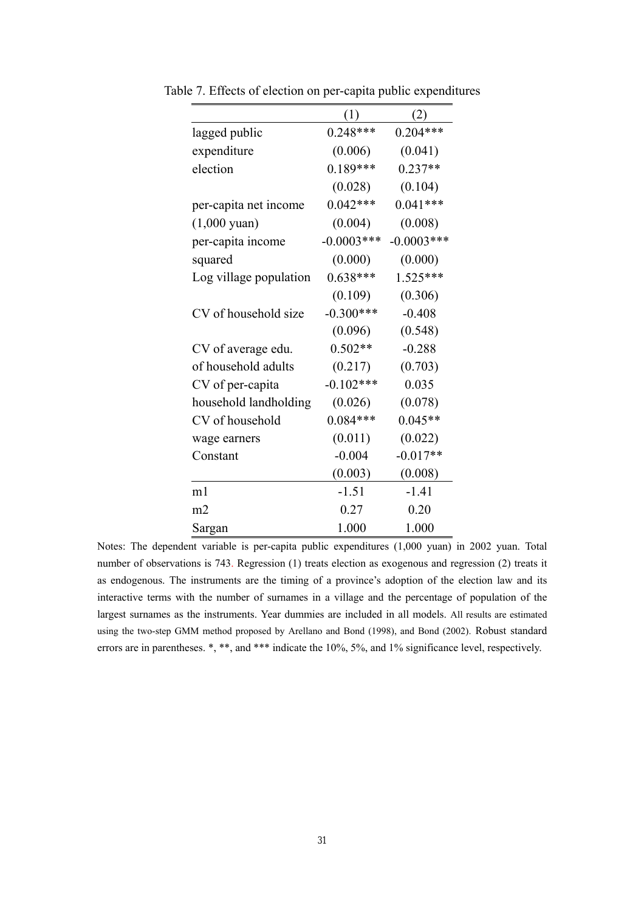Table 7. Effects of election on per-capita public expenditures

| | (1) | (2) |
|---|---|---|
| lagged public expenditure | 0.248*** | 0.204*** |
| | (0.006) | (0.041) |
| election | 0.189*** | 0.237** |
| | (0.028) | (0.104) |
| per-capita net income (1,000 yuan) | 0.042*** | 0.041*** |
| | (0.004) | (0.008) |
| per-capita income squared | -0.0003*** | -0.0003*** |
| | (0.000) | (0.000) |
| Log village population | 0.638*** | 1.525*** |
| | (0.109) | (0.306) |
| CV of household size | -0.300*** | -0.408 |
| | (0.096) | (0.548) |
| CV of average edu. of household adults | 0.502** | -0.288 |
| | (0.217) | (0.703) |
| CV of per-capita household landholding | -0.102*** | 0.035 |
| | (0.026) | (0.078) |
| CV of household wage earners | 0.084*** | 0.045** |
| | (0.011) | (0.022) |
| Constant | -0.004 | -0.017** |
| | (0.003) | (0.008) |
| m1 | -1.51 | -1.41 |
| m2 | 0.27 | 0.20 |
| Sargan | 1.000 | 1.000 |

Notes: The dependent variable is per-capita public expenditures (1,000 yuan) in 2002 yuan. Total number of observations is 743. Regression (1) treats election as exogenous and regression (2) treats it as endogenous. The instruments are the timing of a province's adoption of the election law and its interactive terms with the number of surnames in a village and the percentage of population of the largest surnames as the instruments. Year dummies are included in all models. All results are estimated using the two-step GMM method proposed by Arellano and Bond (1998), and Bond (2002). Robust standard errors are in parentheses. *, **, and *** indicate the 10%, 5%, and 1% significance level, respectively.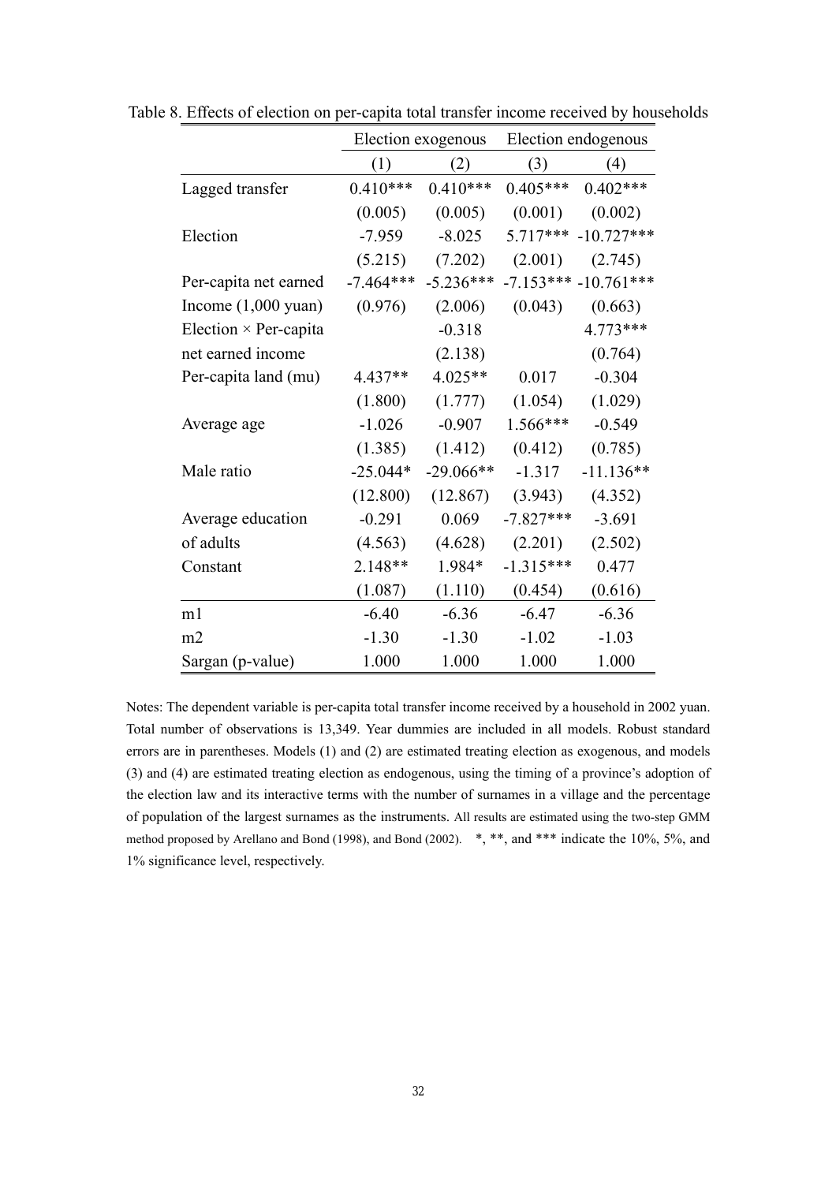Table 8. Effects of election on per-capita total transfer income received by households

| | Election exogenous | | Election endogenous | |
|---|---|---|---|---|
| | (1) | (2) | (3) | (4) |
| Lagged transfer | 0.410*** | 0.410*** | 0.405*** | 0.402*** |
| | (0.005) | (0.005) | (0.001) | (0.002) |
| Election | -7.959 | -8.025 | 5.717*** | -10.727*** |
| | (5.215) | (7.202) | (2.001) | (2.745) |
| Per-capita net earned | -7.464*** | -5.236*** | -7.153*** | -10.761*** |
| Income (1,000 yuan) | (0.976) | (2.006) | (0.043) | (0.663) |
| Election × Per-capita | | -0.318 | | 4.773*** |
| net earned income | | (2.138) | | (0.764) |
| Per-capita land (mu) | 4.437** | 4.025** | 0.017 | -0.304 |
| | (1.800) | (1.777) | (1.054) | (1.029) |
| Average age | -1.026 | -0.907 | 1.566*** | -0.549 |
| | (1.385) | (1.412) | (0.412) | (0.785) |
| Male ratio | -25.044* | -29.066** | -1.317 | -11.136** |
| | (12.800) | (12.867) | (3.943) | (4.352) |
| Average education | -0.291 | 0.069 | -7.827*** | -3.691 |
| of adults | (4.563) | (4.628) | (2.201) | (2.502) |
| Constant | 2.148** | 1.984* | -1.315*** | 0.477 |
| | (1.087) | (1.110) | (0.454) | (0.616) |
| m1 | -6.40 | -6.36 | -6.47 | -6.36 |
| m2 | -1.30 | -1.30 | -1.02 | -1.03 |
| Sargan (p-value) | 1.000 | 1.000 | 1.000 | 1.000 |

Notes: The dependent variable is per-capita total transfer income received by a household in 2002 yuan. Total number of observations is 13,349. Year dummies are included in all models. Robust standard errors are in parentheses. Models (1) and (2) are estimated treating election as exogenous, and models (3) and (4) are estimated treating election as endogenous, using the timing of a province's adoption of the election law and its interactive terms with the number of surnames in a village and the percentage of population of the largest surnames as the instruments. All results are estimated using the two-step GMM method proposed by Arellano and Bond (1998), and Bond (2002). *, **, and *** indicate the 10%, 5%, and 1% significance level, respectively.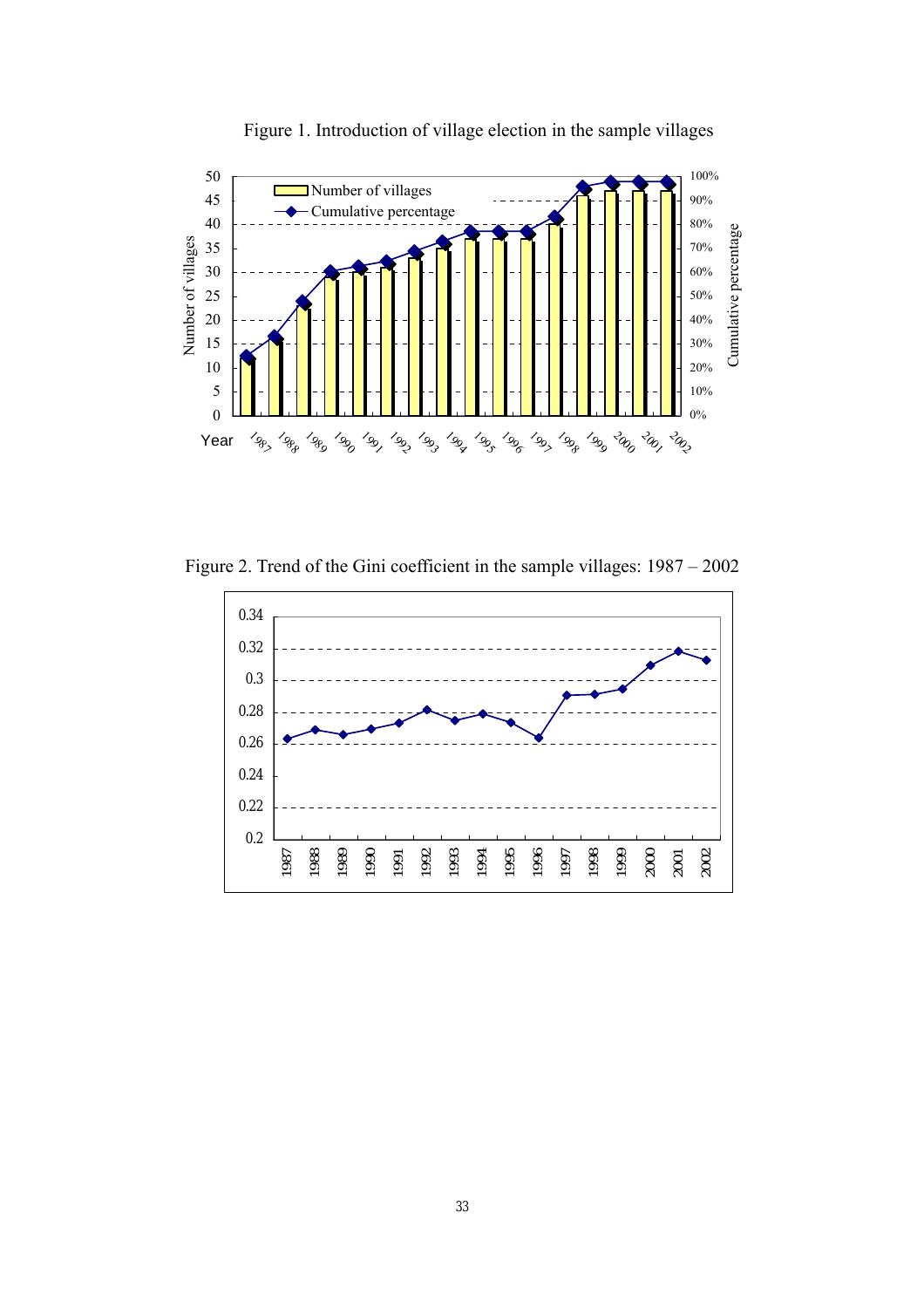Figure 1. Introduction of village election in the sample villages

Figure 2. Trend of the Gini coefficient in the sample villages: 1987 – 2002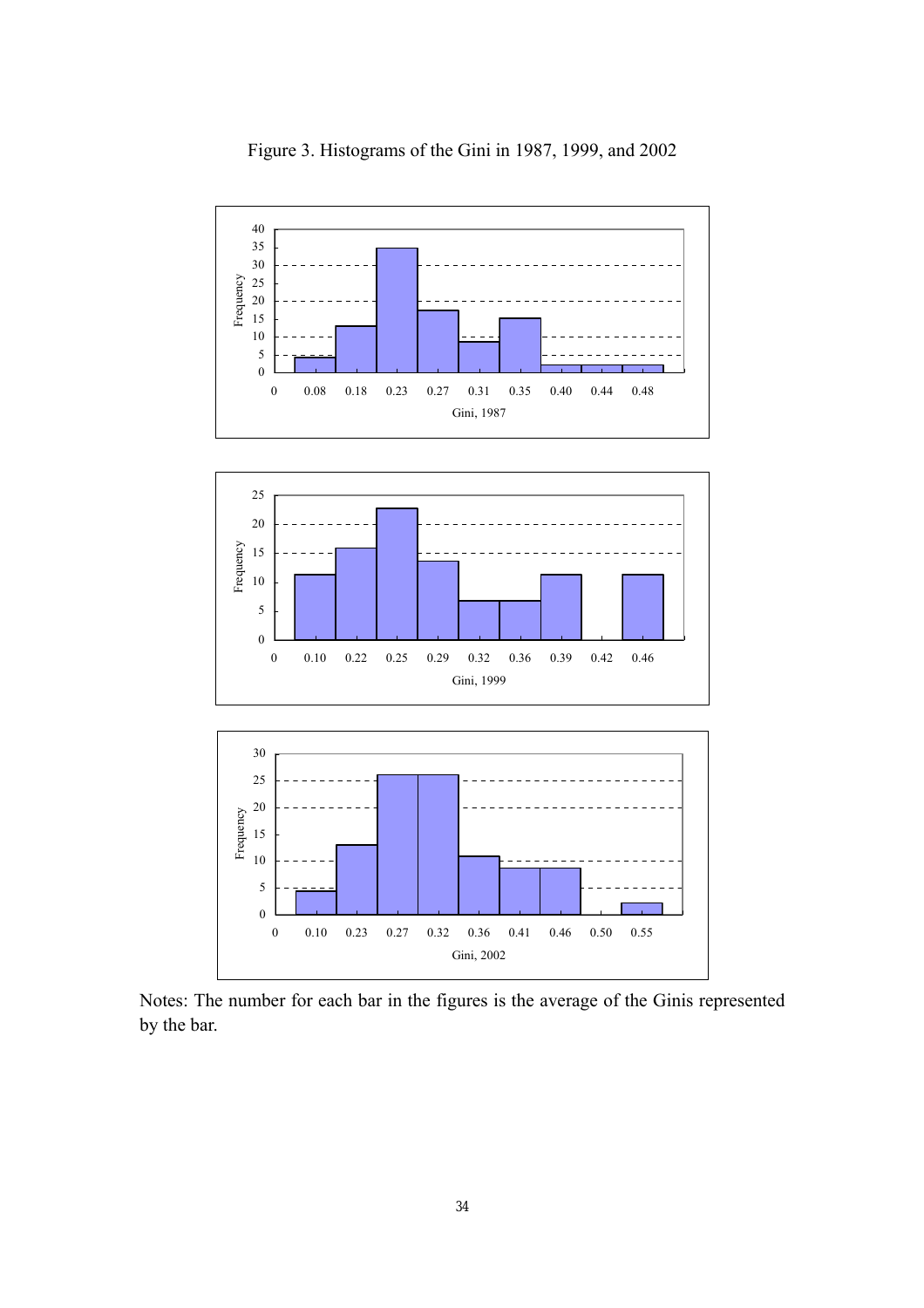Figure 3. Histograms of the Gini in 1987, 1999, and 2002

40
35
30
25
20
15
10
5
0

Frequency

0 0.08 0.18 0.23 0.27 0.31 0.35 0.40 0.44 0.48

Gini, 1987

25
20
15
10
5
0

Frequency

0 0.10 0.22 0.25 0.29 0.32 0.36 0.39 0.42 0.46

Gini, 1999

30
25
20
15
10
5
0

Frequency

0 0.10 0.23 0.27 0.32 0.36 0.41 0.46 0.50 0.55

Gini, 2002

Notes: The number for each bar in the figures is the average of the Ginis represented by the bar.